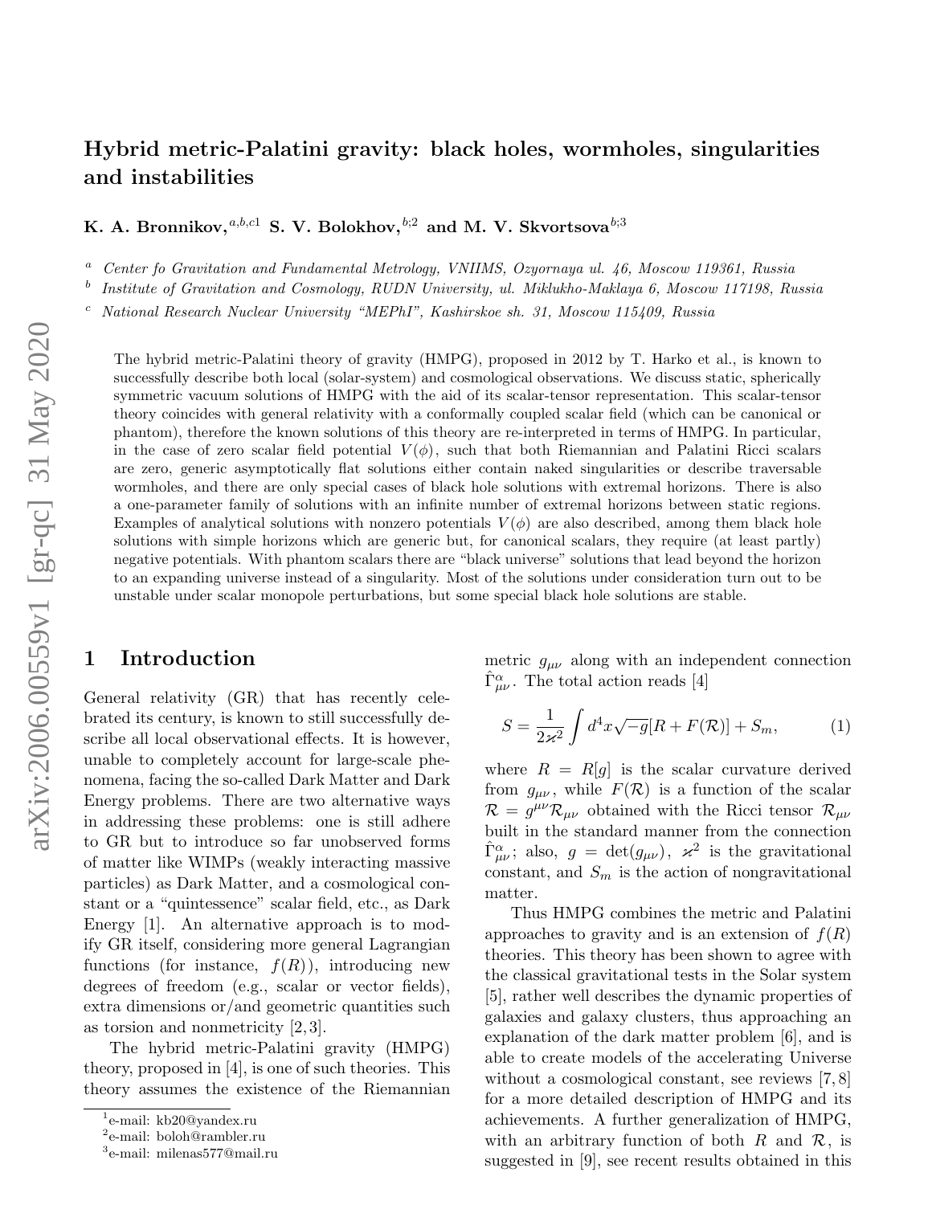# Hybrid metric-Palatini gravity: black holes, wormholes, singularities and instabilities

**K. A. Bronnikov,**[a,b,c1] **S. V. Bolokhov,**[b;2] **and M. V. Skvortsova**[b;3]

[a] *Center fo Gravitation and Fundamental Metrology, VNIIMS, Ozyornaya ul. 46, Moscow 119361, Russia*

[b] *Institute of Gravitation and Cosmology, RUDN University, ul. Miklukho-Maklaya 6, Moscow 117198, Russia*

[c] *National Research Nuclear University "MEPhI", Kashirskoe sh. 31, Moscow 115409, Russia*

The hybrid metric-Palatini theory of gravity (HMPG), proposed in 2012 by T. Harko et al., is known to successfully describe both local (solar-system) and cosmological observations. We discuss static, spherically symmetric vacuum solutions of HMPG with the aid of its scalar-tensor representation. This scalar-tensor theory coincides with general relativity with a conformally coupled scalar field (which can be canonical or phantom), therefore the known solutions of this theory are re-interpreted in terms of HMPG. In particular, in the case of zero scalar field potential $V(\phi)$, such that both Riemannian and Palatini Ricci scalars are zero, generic asymptotically flat solutions either contain naked singularities or describe traversable wormholes, and there are only special cases of black hole solutions with extremal horizons. There is also a one-parameter family of solutions with an infinite number of extremal horizons between static regions. Examples of analytical solutions with nonzero potentials $V(\phi)$ are also described, among them black hole solutions with simple horizons which are generic but, for canonical scalars, they require (at least partly) negative potentials. With phantom scalars there are "black universe" solutions that lead beyond the horizon to an expanding universe instead of a singularity. Most of the solutions under consideration turn out to be unstable under scalar monopole perturbations, but some special black hole solutions are stable.

## 1 Introduction

General relativity (GR) that has recently celebrated its century, is known to still successfully describe all local observational effects. It is however, unable to completely account for large-scale phenomena, facing the so-called Dark Matter and Dark Energy problems. There are two alternative ways in addressing these problems: one is still adhere to GR but to introduce so far unobserved forms of matter like WIMPs (weakly interacting massive particles) as Dark Matter, and a cosmological constant or a "quintessence" scalar field, etc., as Dark Energy [1]. An alternative approach is to modify GR itself, considering more general Lagrangian functions (for instance, $f(R)$), introducing new degrees of freedom (e.g., scalar or vector fields), extra dimensions or/and geometric quantities such as torsion and nonmetricity [2,3].

The hybrid metric-Palatini gravity (HMPG) theory, proposed in [4], is one of such theories. This theory assumes the existence of the Riemannian metric $g_{\mu\nu}$ along with an independent connection $\hat{\Gamma}^{\alpha}_{\mu\nu}$. The total action reads [4]

$$S = \frac{1}{2\varkappa^2}\int d^4x\sqrt{-g}[R + F(\mathcal{R})] + S_m, \tag{1}$$

where $R = R[g]$ is the scalar curvature derived from $g_{\mu\nu}$, while $F(\mathcal{R})$ is a function of the scalar $\mathcal{R} = g^{\mu\nu}\mathcal{R}_{\mu\nu}$ obtained with the Ricci tensor $\mathcal{R}_{\mu\nu}$ built in the standard manner from the connection $\hat{\Gamma}^{\alpha}_{\mu\nu}$; also, $g = \det(g_{\mu\nu})$, $\varkappa^2$ is the gravitational constant, and $S_m$ is the action of nongravitational matter.

Thus HMPG combines the metric and Palatini approaches to gravity and is an extension of $f(R)$ theories. This theory has been shown to agree with the classical gravitational tests in the Solar system [5], rather well describes the dynamic properties of galaxies and galaxy clusters, thus approaching an explanation of the dark matter problem [6], and is able to create models of the accelerating Universe without a cosmological constant, see reviews [7,8] for a more detailed description of HMPG and its achievements. A further generalization of HMPG, with an arbitrary function of both $R$ and $\mathcal{R}$, is suggested in [9], see recent results obtained in this

---

[1] e-mail: kb20@yandex.ru

[2] e-mail: boloh@rambler.ru

[3] e-mail: milenas577@mail.ru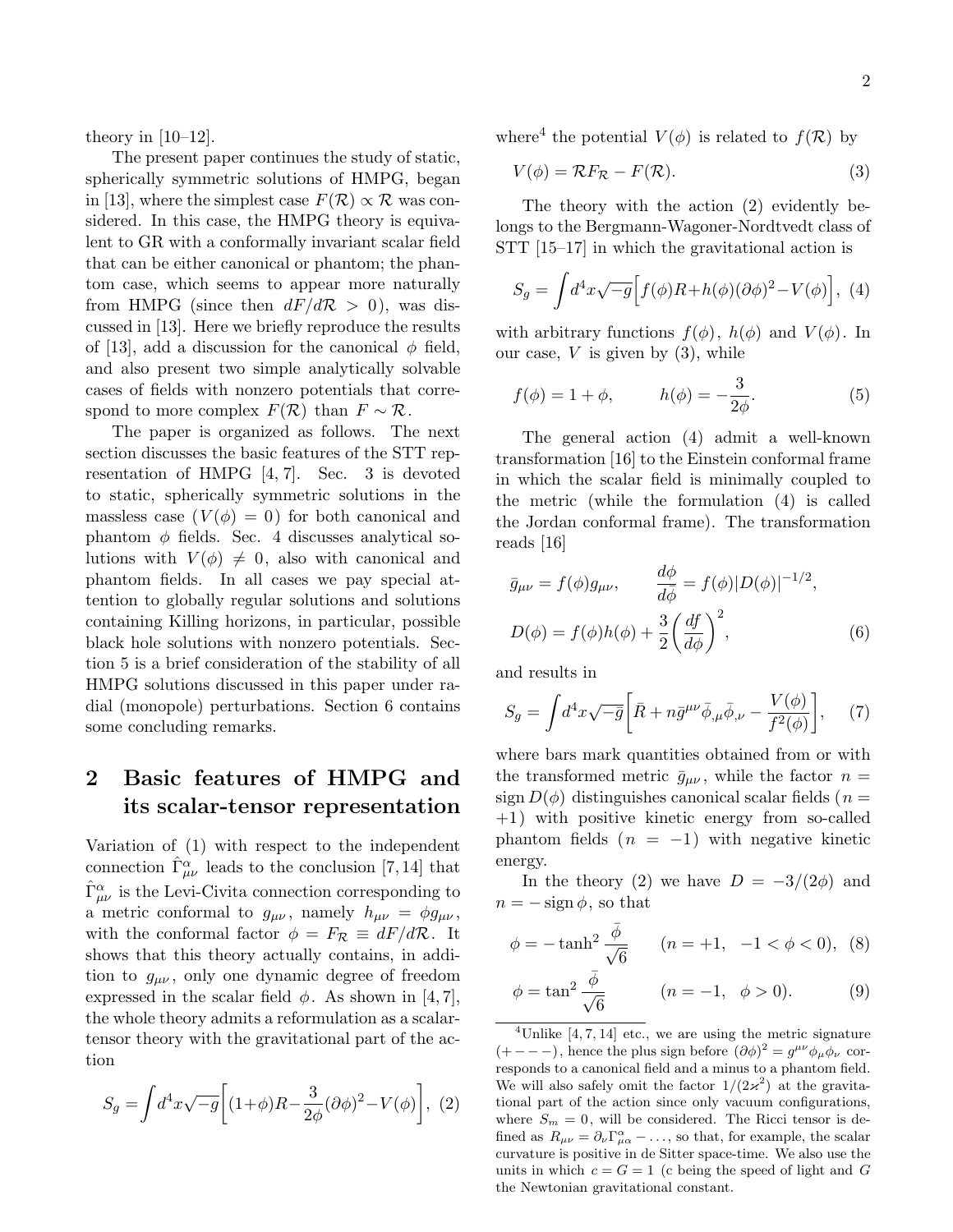theory in [10–12].

The present paper continues the study of static, spherically symmetric solutions of HMPG, began in [13], where the simplest case $F(\mathcal{R}) \propto \mathcal{R}$ was considered. In this case, the HMPG theory is equivalent to GR with a conformally invariant scalar field that can be either canonical or phantom; the phantom case, which seems to appear more naturally from HMPG (since then $dF/d\mathcal{R} > 0$), was discussed in [13]. Here we briefly reproduce the results of [13], add a discussion for the canonical $\phi$ field, and also present two simple analytically solvable cases of fields with nonzero potentials that correspond to more complex $F(\mathcal{R})$ than $F \sim \mathcal{R}$.

The paper is organized as follows. The next section discusses the basic features of the STT representation of HMPG [4, 7]. Sec. 3 is devoted to static, spherically symmetric solutions in the massless case ($V(\phi) = 0$) for both canonical and phantom $\phi$ fields. Sec. 4 discusses analytical solutions with $V(\phi) \neq 0$, also with canonical and phantom fields. In all cases we pay special attention to globally regular solutions and solutions containing Killing horizons, in particular, possible black hole solutions with nonzero potentials. Section 5 is a brief consideration of the stability of all HMPG solutions discussed in this paper under radial (monopole) perturbations. Section 6 contains some concluding remarks.

## 2 Basic features of HMPG and its scalar-tensor representation

Variation of (1) with respect to the independent connection $\hat{\Gamma}^{\alpha}_{\mu\nu}$ leads to the conclusion [7, 14] that $\hat{\Gamma}^{\alpha}_{\mu\nu}$ is the Levi-Civita connection corresponding to a metric conformal to $g_{\mu\nu}$, namely $h_{\mu\nu} = \phi g_{\mu\nu}$, with the conformal factor $\phi = F_{\mathcal{R}} \equiv dF/d\mathcal{R}$. It shows that this theory actually contains, in addition to $g_{\mu\nu}$, only one dynamic degree of freedom expressed in the scalar field $\phi$. As shown in [4, 7], the whole theory admits a reformulation as a scalar-tensor theory with the gravitational part of the action

$$S_g = \int d^4x\sqrt{-g}\Big[(1+\phi)R - \frac{3}{2\phi}(\partial\phi)^2 - V(\phi)\Big], \quad (2)$$

where[4] the potential $V(\phi)$ is related to $f(\mathcal{R})$ by

$$V(\phi) = \mathcal{R}F_{\mathcal{R}} - F(\mathcal{R}). \quad (3)$$

The theory with the action (2) evidently belongs to the Bergmann-Wagoner-Nordtvedt class of STT [15–17] in which the gravitational action is

$$S_g = \int d^4x\sqrt{-g}\Big[f(\phi)R + h(\phi)(\partial\phi)^2 - V(\phi)\Big], \quad (4)$$

with arbitrary functions $f(\phi)$, $h(\phi)$ and $V(\phi)$. In our case, $V$ is given by (3), while

$$f(\phi) = 1 + \phi, \qquad h(\phi) = -\frac{3}{2\phi}. \quad (5)$$

The general action (4) admit a well-known transformation [16] to the Einstein conformal frame in which the scalar field is minimally coupled to the metric (while the formulation (4) is called the Jordan conformal frame). The transformation reads [16]

$$\bar{g}_{\mu\nu} = f(\phi) g_{\mu\nu}, \qquad \frac{d\phi}{d\bar{\phi}} = f(\phi)|D(\phi)|^{-1/2},$$
$$D(\phi) = f(\phi)h(\phi) + \frac{3}{2}\bigg(\frac{df}{d\phi}\bigg)^2, \quad (6)$$

and results in

$$S_g = \int d^4x\sqrt{-\bar{g}}\bigg[\bar{R} + n\bar{g}^{\mu\nu}\bar{\phi}_{,\mu}\bar{\phi}_{,\nu} - \frac{V(\phi)}{f^2(\phi)}\bigg], \quad (7)$$

where bars mark quantities obtained from or with the transformed metric $\bar{g}_{\mu\nu}$, while the factor $n = \operatorname{sign} D(\phi)$ distinguishes canonical scalar fields ($n = +1$) with positive kinetic energy from so-called phantom fields ($n = -1$) with negative kinetic energy.

In the theory (2) we have $D = -3/(2\phi)$ and $n = -\operatorname{sign}\phi$, so that

$$\phi = -\tanh^2\frac{\bar{\phi}}{\sqrt{6}} \qquad (n = +1, \quad -1 < \phi < 0), \quad (8)$$

$$\phi = \tan^2\frac{\bar{\phi}}{\sqrt{6}} \qquad (n = -1, \quad \phi > 0). \quad (9)$$

[4] Unlike [4, 7, 14] etc., we are using the metric signature $(+\,-\,-\,-)$, hence the plus sign before $(\partial\phi)^2 = g^{\mu\nu}\phi_\mu\phi_\nu$ corresponds to a canonical field and a minus to a phantom field. We will also safely omit the factor $1/(2\varkappa^2)$ at the gravitational part of the action since only vacuum configurations, where $S_m = 0$, will be considered. The Ricci tensor is defined as $R_{\mu\nu} = \partial_\nu\Gamma^{\alpha}_{\mu\alpha} - \ldots$, so that, for example, the scalar curvature is positive in de Sitter space-time. We also use the units in which $c = G = 1$ (c being the speed of light and $G$ the Newtonian gravitational constant.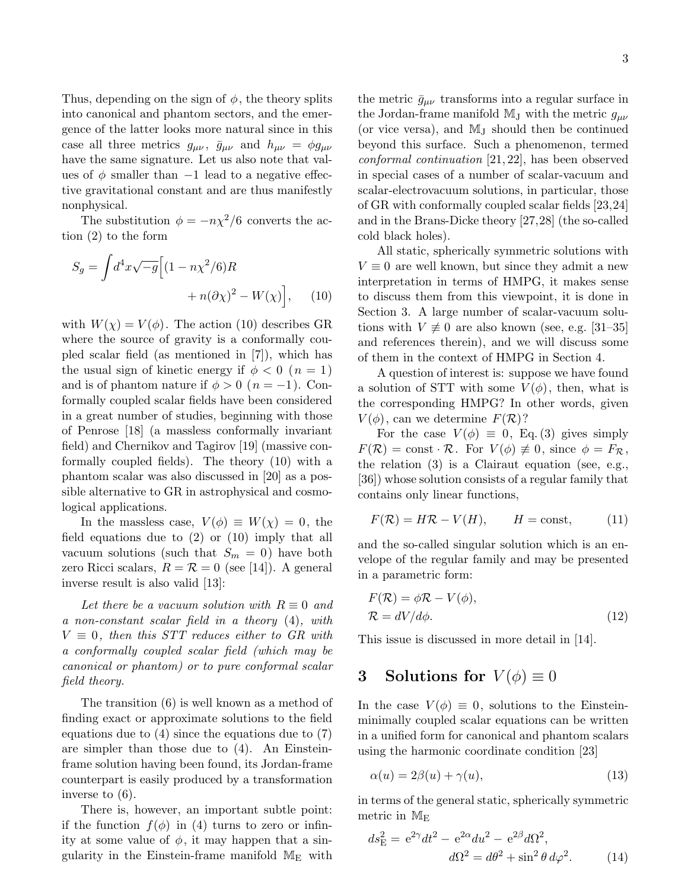Thus, depending on the sign of $\phi$, the theory splits into canonical and phantom sectors, and the emergence of the latter looks more natural since in this case all three metrics $g_{\mu\nu}$, $\bar{g}_{\mu\nu}$ and $h_{\mu\nu} = \phi g_{\mu\nu}$ have the same signature. Let us also note that values of $\phi$ smaller than $-1$ lead to a negative effective gravitational constant and are thus manifestly nonphysical.

The substitution $\phi = -n\chi^2/6$ converts the action (2) to the form

$$
S_g = \int d^4x\sqrt{-g}\Big[(1 - n\chi^2/6)R + n(\partial\chi)^2 - W(\chi)\Big], \qquad (10)
$$

with $W(\chi) = V(\phi)$. The action (10) describes GR where the source of gravity is a conformally coupled scalar field (as mentioned in [7]), which has the usual sign of kinetic energy if $\phi < 0$ ($n = 1$) and is of phantom nature if $\phi > 0$ ($n = -1$). Conformally coupled scalar fields have been considered in a great number of studies, beginning with those of Penrose [18] (a massless conformally invariant field) and Chernikov and Tagirov [19] (massive conformally coupled fields). The theory (10) with a phantom scalar was also discussed in [20] as a possible alternative to GR in astrophysical and cosmological applications.

In the massless case, $V(\phi) \equiv W(\chi) = 0$, the field equations due to (2) or (10) imply that all vacuum solutions (such that $S_m = 0$) have both zero Ricci scalars, $R = \mathcal{R} = 0$ (see [14]). A general inverse result is also valid [13]:

*Let there be a vacuum solution with $R \equiv 0$ and a non-constant scalar field in a theory (4), with $V \equiv 0$, then this STT reduces either to GR with a conformally coupled scalar field (which may be canonical or phantom) or to pure conformal scalar field theory.*

The transition (6) is well known as a method of finding exact or approximate solutions to the field equations due to (4) since the equations due to (7) are simpler than those due to (4). An Einstein-frame solution having been found, its Jordan-frame counterpart is easily produced by a transformation inverse to (6).

There is, however, an important subtle point: if the function $f(\phi)$ in (4) turns to zero or infinity at some value of $\phi$, it may happen that a singularity in the Einstein-frame manifold $\mathbb{M}_\mathrm{E}$ with the metric $\bar{g}_{\mu\nu}$ transforms into a regular surface in the Jordan-frame manifold $\mathbb{M}_\mathrm{J}$ with the metric $g_{\mu\nu}$ (or vice versa), and $\mathbb{M}_\mathrm{J}$ should then be continued beyond this surface. Such a phenomenon, termed *conformal continuation* [21, 22], has been observed in special cases of a number of scalar-vacuum and scalar-electrovacuum solutions, in particular, those of GR with conformally coupled scalar fields [23,24] and in the Brans-Dicke theory [27,28] (the so-called cold black holes).

All static, spherically symmetric solutions with $V \equiv 0$ are well known, but since they admit a new interpretation in terms of HMPG, it makes sense to discuss them from this viewpoint, it is done in Section 3. A large number of scalar-vacuum solutions with $V \not\equiv 0$ are also known (see, e.g. [31–35] and references therein), and we will discuss some of them in the context of HMPG in Section 4.

A question of interest is: suppose we have found a solution of STT with some $V(\phi)$, then, what is the corresponding HMPG? In other words, given $V(\phi)$, can we determine $F(\mathcal{R})$?

For the case $V(\phi) \equiv 0$, Eq. (3) gives simply $F(\mathcal{R}) = \mathrm{const}\cdot\mathcal{R}$. For $V(\phi) \not\equiv 0$, since $\phi = F_\mathcal{R}$, the relation (3) is a Clairaut equation (see, e.g., [36]) whose solution consists of a regular family that contains only linear functions,

$$
F(\mathcal{R}) = H\mathcal{R} - V(H), \qquad H = \mathrm{const}, \qquad (11)
$$

and the so-called singular solution which is an envelope of the regular family and may be presented in a parametric form:

$$
\begin{aligned}
&F(\mathcal{R}) = \phi\mathcal{R} - V(\phi),\\
&\mathcal{R} = dV/d\phi.
\end{aligned} \qquad (12)
$$

This issue is discussed in more detail in [14].

## 3 Solutions for $V(\phi) \equiv 0$

In the case $V(\phi) \equiv 0$, solutions to the Einstein-minimally coupled scalar equations can be written in a unified form for canonical and phantom scalars using the harmonic coordinate condition [23]

$$
\alpha(u) = 2\beta(u) + \gamma(u), \qquad (13)
$$

in terms of the general static, spherically symmetric metric in $\mathbb{M}_\mathrm{E}$

$$
\begin{aligned}
ds^2_\mathrm{E} = \mathrm{e}^{2\gamma}dt^2 - \mathrm{e}^{2\alpha}du^2 - \mathrm{e}^{2\beta}d\Omega^2,\\
d\Omega^2 = d\theta^2 + \sin^2\theta\, d\varphi^2.
\end{aligned} \qquad (14)
$$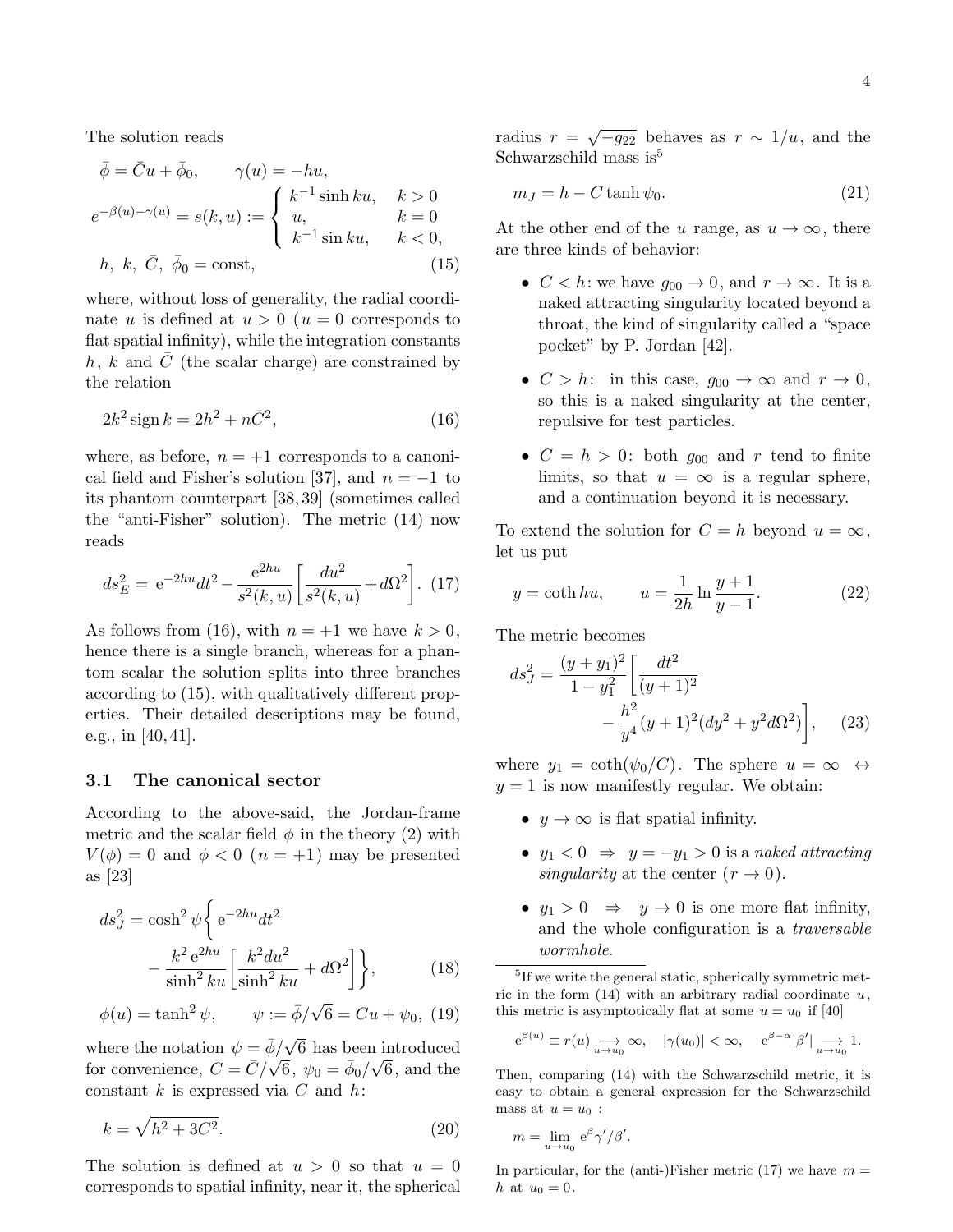The solution reads

$$
\begin{aligned}
&\bar{\phi} = \bar{C}u + \bar{\phi}_0, \qquad \gamma(u) = -hu,\\
&e^{-\beta(u)-\gamma(u)} = s(k,u) := \begin{cases} k^{-1}\sinh ku, & k>0\\ u, & k=0\\ k^{-1}\sin ku, & k<0,\end{cases}\\
&h,\ k,\ \bar{C},\ \bar{\phi}_0 = \text{const}, 
\end{aligned}
\tag{15}
$$

where, without loss of generality, the radial coordinate $u$ is defined at $u>0$ ($u=0$ corresponds to flat spatial infinity), while the integration constants $h$, $k$ and $\bar{C}$ (the scalar charge) are constrained by the relation

$$
2k^2 \operatorname{sign} k = 2h^2 + n\bar{C}^2, \tag{16}
$$

where, as before, $n=+1$ corresponds to a canonical field and Fisher's solution [37], and $n=-1$ to its phantom counterpart [38, 39] (sometimes called the "anti-Fisher" solution). The metric (14) now reads

$$
ds_E^2 = e^{-2hu}dt^2 - \frac{e^{2hu}}{s^2(k,u)}\left[\frac{du^2}{s^2(k,u)} + d\Omega^2\right]. \tag{17}
$$

As follows from (16), with $n=+1$ we have $k>0$, hence there is a single branch, whereas for a phantom scalar the solution splits into three branches according to (15), with qualitatively different properties. Their detailed descriptions may be found, e.g., in [40, 41].

### 3.1 The canonical sector

According to the above-said, the Jordan-frame metric and the scalar field $\phi$ in the theory (2) with $V(\phi)=0$ and $\phi<0$ ($n=+1$) may be presented as [23]

$$
ds_J^2 = \cosh^2\psi \left\{ e^{-2hu}dt^2 - \frac{k^2 e^{2hu}}{\sinh^2 ku}\left[\frac{k^2du^2}{\sinh^2 ku} + d\Omega^2\right]\right\}, \tag{18}
$$

$$
\phi(u) = \tanh^2\psi, \qquad \psi := \bar{\phi}/\sqrt{6} = Cu + \psi_0, \tag{19}
$$

where the notation $\psi = \bar{\phi}/\sqrt{6}$ has been introduced for convenience, $C = \bar{C}/\sqrt{6}$, $\psi_0 = \bar{\phi}_0/\sqrt{6}$, and the constant $k$ is expressed via $C$ and $h$:

$$
k = \sqrt{h^2 + 3C^2}. \tag{20}
$$

The solution is defined at $u>0$ so that $u=0$ corresponds to spatial infinity, near it, the spherical radius $r = \sqrt{-g_{22}}$ behaves as $r \sim 1/u$, and the Schwarzschild mass is[5]

$$
m_J = h - C\tanh\psi_0. \tag{21}
$$

At the other end of the $u$ range, as $u\to\infty$, there are three kinds of behavior:

- $C<h$: we have $g_{00}\to 0$, and $r\to\infty$. It is a naked attracting singularity located beyond a throat, the kind of singularity called a "space pocket" by P. Jordan [42].
- $C>h$: in this case, $g_{00}\to\infty$ and $r\to 0$, so this is a naked singularity at the center, repulsive for test particles.
- $C=h>0$: both $g_{00}$ and $r$ tend to finite limits, so that $u=\infty$ is a regular sphere, and a continuation beyond it is necessary.

To extend the solution for $C=h$ beyond $u=\infty$, let us put

$$
y = \coth hu, \qquad u = \frac{1}{2h}\ln\frac{y+1}{y-1}. \tag{22}
$$

The metric becomes

$$
ds_J^2 = \frac{(y+y_1)^2}{1-y_1^2}\left[\frac{dt^2}{(y+1)^2} - \frac{h^2}{y^4}(y+1)^2(dy^2 + y^2 d\Omega^2)\right], \tag{23}
$$

where $y_1 = \coth(\psi_0/C)$. The sphere $u=\infty \leftrightarrow y=1$ is now manifestly regular. We obtain:

- $y\to\infty$ is flat spatial infinity.
- $y_1<0 \ \Rightarrow\ y=-y_1>0$ is a *naked attracting singularity* at the center ($r\to 0$).
- $y_1>0 \ \Rightarrow\ y\to 0$ is one more flat infinity, and the whole configuration is a *traversable wormhole*.

---

[5] If we write the general static, spherically symmetric metric in the form (14) with an arbitrary radial coordinate $u$, this metric is asymptotically flat at some $u=u_0$ if [40]

$$
e^{\beta(u)} \equiv r(u) \underset{u\to u_0}{\longrightarrow} \infty, \quad |\gamma(u_0)|<\infty, \quad e^{\beta-\alpha}|\beta'| \underset{u\to u_0}{\longrightarrow} 1.
$$

Then, comparing (14) with the Schwarzschild metric, it is easy to obtain a general expression for the Schwarzschild mass at $u=u_0$ :

$$
m = \lim_{u\to u_0} e^{\beta}\gamma'/\beta'.
$$

In particular, for the (anti-)Fisher metric (17) we have $m=h$ at $u_0=0$.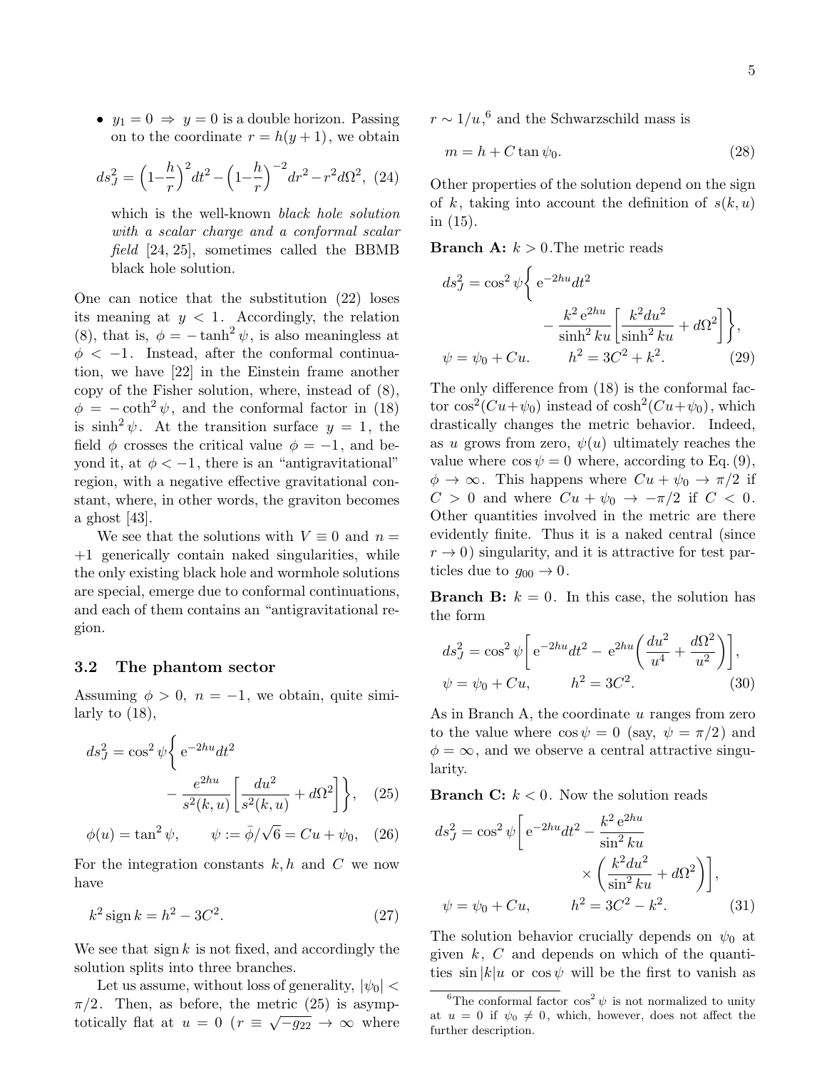- $y_1 = 0 \Rightarrow y = 0$ is a double horizon. Passing on to the coordinate $r = h(y+1)$, we obtain

$$ds_J^2 = \Big(1-\frac{h}{r}\Big)^2 dt^2 - \Big(1-\frac{h}{r}\Big)^{-2} dr^2 - r^2 d\Omega^2, \quad (24)$$

which is the well-known *black hole solution with a scalar charge and a conformal scalar field* [24, 25], sometimes called the BBMB black hole solution.

One can notice that the substitution (22) loses its meaning at $y < 1$. Accordingly, the relation (8), that is, $\phi = -\tanh^2\psi$, is also meaningless at $\phi < -1$. Instead, after the conformal continuation, we have [22] in the Einstein frame another copy of the Fisher solution, where, instead of (8), $\phi = -\coth^2\psi$, and the conformal factor in (18) is $\sinh^2\psi$. At the transition surface $y = 1$, the field $\phi$ crosses the critical value $\phi = -1$, and beyond it, at $\phi < -1$, there is an "antigravitational" region, with a negative effective gravitational constant, where, in other words, the graviton becomes a ghost [43].

We see that the solutions with $V \equiv 0$ and $n = +1$ generically contain naked singularities, while the only existing black hole and wormhole solutions are special, emerge due to conformal continuations, and each of them contains an "antigravitational region.

### 3.2 The phantom sector

Assuming $\phi > 0$, $n = -1$, we obtain, quite similarly to (18),

$$ds_J^2 = \cos^2\psi \bigg\{ e^{-2hu} dt^2 - \frac{e^{2hu}}{s^2(k,u)} \bigg[\frac{du^2}{s^2(k,u)} + d\Omega^2\bigg]\bigg\}, \quad (25)$$

$$\phi(u) = \tan^2\psi, \qquad \psi := \bar\phi/\sqrt{6} = Cu + \psi_0, \quad (26)$$

For the integration constants $k, h$ and $C$ we now have

$$k^2 \operatorname{sign} k = h^2 - 3C^2. \quad (27)$$

We see that $\operatorname{sign} k$ is not fixed, and accordingly the solution splits into three branches.

Let us assume, without loss of generality, $|\psi_0| < \pi/2$. Then, as before, the metric (25) is asymptotically flat at $u = 0$ ($r \equiv \sqrt{-g_{22}} \to \infty$ where $r \sim 1/u$,[6] and the Schwarzschild mass is

$$m = h + C \tan\psi_0. \quad (28)$$

Other properties of the solution depend on the sign of $k$, taking into account the definition of $s(k,u)$ in (15).

**Branch A:** $k > 0$.The metric reads

$$ds_J^2 = \cos^2\psi \bigg\{ e^{-2hu} dt^2 - \frac{k^2 e^{2hu}}{\sinh^2 ku} \bigg[\frac{k^2 du^2}{\sinh^2 ku} + d\Omega^2\bigg]\bigg\},$$
$$\psi = \psi_0 + Cu. \qquad h^2 = 3C^2 + k^2. \quad (29)$$

The only difference from (18) is the conformal factor $\cos^2(Cu+\psi_0)$ instead of $\cosh^2(Cu+\psi_0)$, which drastically changes the metric behavior. Indeed, as $u$ grows from zero, $\psi(u)$ ultimately reaches the value where $\cos\psi = 0$ where, according to Eq. (9), $\phi \to \infty$. This happens where $Cu + \psi_0 \to \pi/2$ if $C > 0$ and where $Cu + \psi_0 \to -\pi/2$ if $C < 0$. Other quantities involved in the metric are there evidently finite. Thus it is a naked central (since $r \to 0$) singularity, and it is attractive for test particles due to $g_{00} \to 0$.

**Branch B:** $k = 0$. In this case, the solution has the form

$$ds_J^2 = \cos^2\psi \bigg[ e^{-2hu} dt^2 - e^{2hu}\bigg(\frac{du^2}{u^4} + \frac{d\Omega^2}{u^2}\bigg)\bigg],$$
$$\psi = \psi_0 + Cu, \qquad h^2 = 3C^2. \quad (30)$$

As in Branch A, the coordinate $u$ ranges from zero to the value where $\cos\psi = 0$ (say, $\psi = \pi/2$) and $\phi = \infty$, and we observe a central attractive singularity.

**Branch C:** $k < 0$. Now the solution reads

$$ds_J^2 = \cos^2\psi \bigg[ e^{-2hu} dt^2 - \frac{k^2 e^{2hu}}{\sin^2 ku} \times \bigg(\frac{k^2 du^2}{\sin^2 ku} + d\Omega^2\bigg)\bigg],$$
$$\psi = \psi_0 + Cu, \qquad h^2 = 3C^2 - k^2. \quad (31)$$

The solution behavior crucially depends on $\psi_0$ at given $k$, $C$ and depends on which of the quantities $\sin|k|u$ or $\cos\psi$ will be the first to vanish as

---

[6] The conformal factor $\cos^2\psi$ is not normalized to unity at $u = 0$ if $\psi_0 \neq 0$, which, however, does not affect the further description.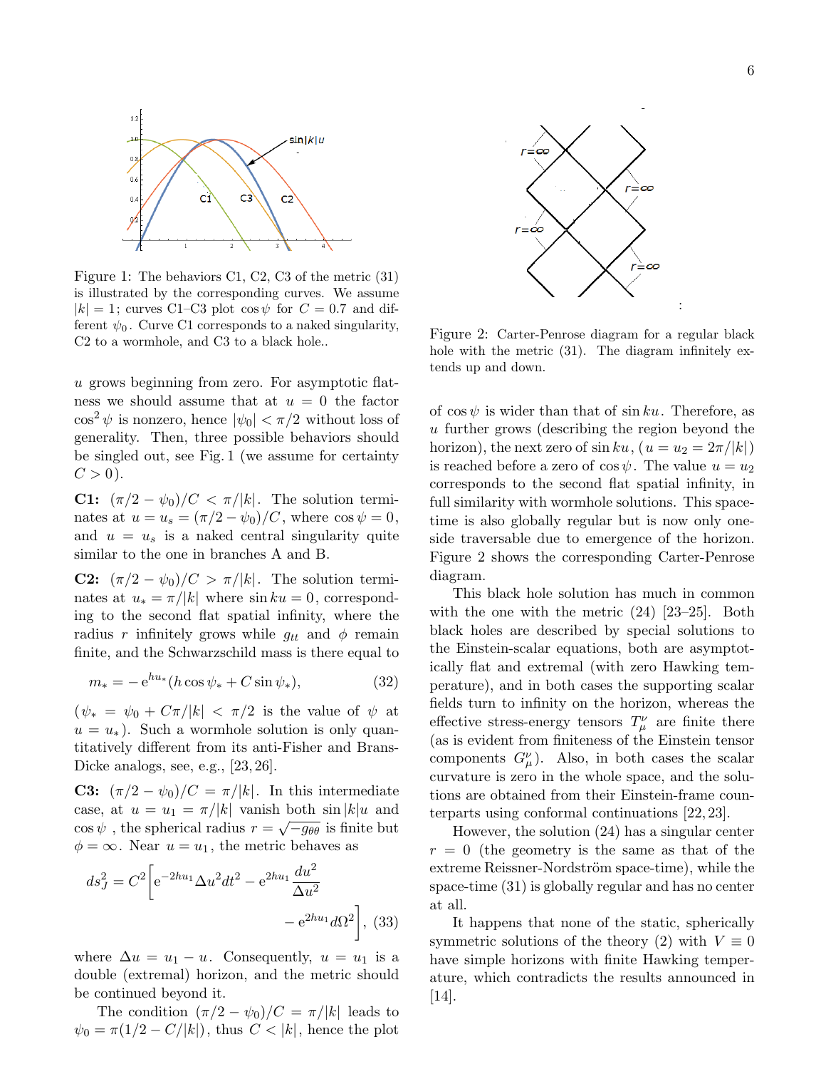Figure 1: The behaviors C1, C2, C3 of the metric (31) is illustrated by the corresponding curves. We assume $|k| = 1$; curves C1–C3 plot $\cos\psi$ for $C = 0.7$ and different $\psi_0$. Curve C1 corresponds to a naked singularity, C2 to a wormhole, and C3 to a black hole..

$u$ grows beginning from zero. For asymptotic flatness we should assume that at $u = 0$ the factor $\cos^2\psi$ is nonzero, hence $|\psi_0| < \pi/2$ without loss of generality. Then, three possible behaviors should be singled out, see Fig. 1 (we assume for certainty $C > 0$).

**C1:** $(\pi/2 - \psi_0)/C < \pi/|k|$. The solution terminates at $u = u_s = (\pi/2 - \psi_0)/C$, where $\cos\psi = 0$, and $u = u_s$ is a naked central singularity quite similar to the one in branches A and B.

**C2:** $(\pi/2 - \psi_0)/C > \pi/|k|$. The solution terminates at $u_* = \pi/|k|$ where $\sin ku = 0$, corresponding to the second flat spatial infinity, where the radius $r$ infinitely grows while $g_{tt}$ and $\phi$ remain finite, and the Schwarzschild mass is there equal to

$$m_* = -\,\mathrm{e}^{hu_*}(h\cos\psi_* + C\sin\psi_*), \tag{32}$$

($\psi_* = \psi_0 + C\pi/|k| < \pi/2$ is the value of $\psi$ at $u = u_*$). Such a wormhole solution is only quantitatively different from its anti-Fisher and Brans-Dicke analogs, see, e.g., [23, 26].

**C3:** $(\pi/2 - \psi_0)/C = \pi/|k|$. In this intermediate case, at $u = u_1 = \pi/|k|$ vanish both $\sin|k|u$ and $\cos\psi$ , the spherical radius $r = \sqrt{-g_{\theta\theta}}$ is finite but $\phi = \infty$. Near $u = u_1$, the metric behaves as

$$ds_J^2 = C^2\bigg[\mathrm{e}^{-2hu_1}\Delta u^2 dt^2 - \mathrm{e}^{2hu_1}\frac{du^2}{\Delta u^2} - \mathrm{e}^{2hu_1}d\Omega^2\bigg], \tag{33}$$

where $\Delta u = u_1 - u$. Consequently, $u = u_1$ is a double (extremal) horizon, and the metric should be continued beyond it.

The condition $(\pi/2 - \psi_0)/C = \pi/|k|$ leads to $\psi_0 = \pi(1/2 - C/|k|)$, thus $C < |k|$, hence the plot of $\cos\psi$ is wider than that of $\sin ku$. Therefore, as $u$ further grows (describing the region beyond the horizon), the next zero of $\sin ku$, ($u = u_2 = 2\pi/|k|$) is reached before a zero of $\cos\psi$. The value $u = u_2$ corresponds to the second flat spatial infinity, in full similarity with wormhole solutions. This space-time is also globally regular but is now only one-side traversable due to emergence of the horizon. Figure 2 shows the corresponding Carter-Penrose diagram.

Figure 2: Carter-Penrose diagram for a regular black hole with the metric (31). The diagram infinitely extends up and down.

This black hole solution has much in common with the one with the metric (24) [23–25]. Both black holes are described by special solutions to the Einstein-scalar equations, both are asymptotically flat and extremal (with zero Hawking temperature), and in both cases the supporting scalar fields turn to infinity on the horizon, whereas the effective stress-energy tensors $T_\mu^\nu$ are finite there (as is evident from finiteness of the Einstein tensor components $G_\mu^\nu$). Also, in both cases the scalar curvature is zero in the whole space, and the solutions are obtained from their Einstein-frame counterparts using conformal continuations [22, 23].

However, the solution (24) has a singular center $r = 0$ (the geometry is the same as that of the extreme Reissner-Nordström space-time), while the space-time (31) is globally regular and has no center at all.

It happens that none of the static, spherically symmetric solutions of the theory (2) with $V \equiv 0$ have simple horizons with finite Hawking temperature, which contradicts the results announced in [14].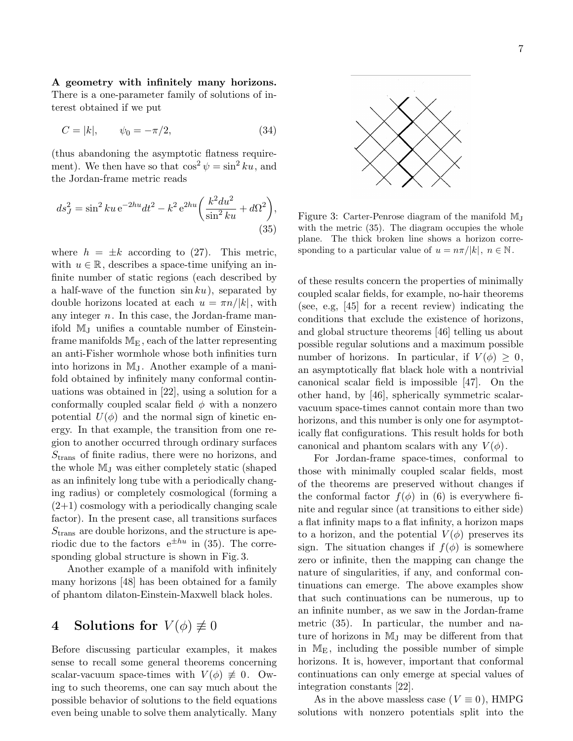**A geometry with infinitely many horizons.** There is a one-parameter family of solutions of interest obtained if we put

$$C = |k|, \qquad \psi_0 = -\pi/2, \tag{34}$$

(thus abandoning the asymptotic flatness requirement). We then have so that $\cos^2\psi = \sin^2 ku$, and the Jordan-frame metric reads

$$ds_J^2 = \sin^2 ku\, e^{-2hu} dt^2 - k^2\, e^{2hu}\left(\frac{k^2 du^2}{\sin^2 ku} + d\Omega^2\right), \tag{35}$$

where $h = \pm k$ according to (27). This metric, with $u \in \mathbb{R}$, describes a space-time unifying an infinite number of static regions (each described by a half-wave of the function $\sin ku$), separated by double horizons located at each $u = \pi n/|k|$, with any integer $n$. In this case, the Jordan-frame manifold $\mathbb{M}_J$ unifies a countable number of Einstein-frame manifolds $\mathbb{M}_E$, each of the latter representing an anti-Fisher wormhole whose both infinities turn into horizons in $\mathbb{M}_J$. Another example of a manifold obtained by infinitely many conformal continuations was obtained in [22], using a solution for a conformally coupled scalar field $\phi$ with a nonzero potential $U(\phi)$ and the normal sign of kinetic energy. In that example, the transition from one region to another occurred through ordinary surfaces $S_{\rm trans}$ of finite radius, there were no horizons, and the whole $\mathbb{M}_J$ was either completely static (shaped as an infinitely long tube with a periodically changing radius) or completely cosmological (forming a (2+1) cosmology with a periodically changing scale factor). In the present case, all transitions surfaces $S_{\rm trans}$ are double horizons, and the structure is aperiodic due to the factors $e^{\pm hu}$ in (35). The corresponding global structure is shown in Fig. 3.

Another example of a manifold with infinitely many horizons [48] has been obtained for a family of phantom dilaton-Einstein-Maxwell black holes.

Figure 3: Carter-Penrose diagram of the manifold $\mathbb{M}_J$ with the metric (35). The diagram occupies the whole plane. The thick broken line shows a horizon corresponding to a particular value of $u = n\pi/|k|$, $n \in \mathbb{N}$.

## 4 Solutions for $V(\phi) \not\equiv 0$

Before discussing particular examples, it makes sense to recall some general theorems concerning scalar-vacuum space-times with $V(\phi) \not\equiv 0$. Owing to such theorems, one can say much about the possible behavior of solutions to the field equations even being unable to solve them analytically. Many of these results concern the properties of minimally coupled scalar fields, for example, no-hair theorems (see, e.g, [45] for a recent review) indicating the conditions that exclude the existence of horizons, and global structure theorems [46] telling us about possible regular solutions and a maximum possible number of horizons. In particular, if $V(\phi) \geq 0$, an asymptotically flat black hole with a nontrivial canonical scalar field is impossible [47]. On the other hand, by [46], spherically symmetric scalar-vacuum space-times cannot contain more than two horizons, and this number is only one for asymptotically flat configurations. This result holds for both canonical and phantom scalars with any $V(\phi)$.

For Jordan-frame space-times, conformal to those with minimally coupled scalar fields, most of the theorems are preserved without changes if the conformal factor $f(\phi)$ in (6) is everywhere finite and regular since (at transitions to either side) a flat infinity maps to a flat infinity, a horizon maps to a horizon, and the potential $V(\phi)$ preserves its sign. The situation changes if $f(\phi)$ is somewhere zero or infinite, then the mapping can change the nature of singularities, if any, and conformal continuations can emerge. The above examples show that such continuations can be numerous, up to an infinite number, as we saw in the Jordan-frame metric (35). In particular, the number and nature of horizons in $\mathbb{M}_J$ may be different from that in $\mathbb{M}_E$, including the possible number of simple horizons. It is, however, important that conformal continuations can only emerge at special values of integration constants [22].

As in the above massless case ($V \equiv 0$), HMPG solutions with nonzero potentials split into the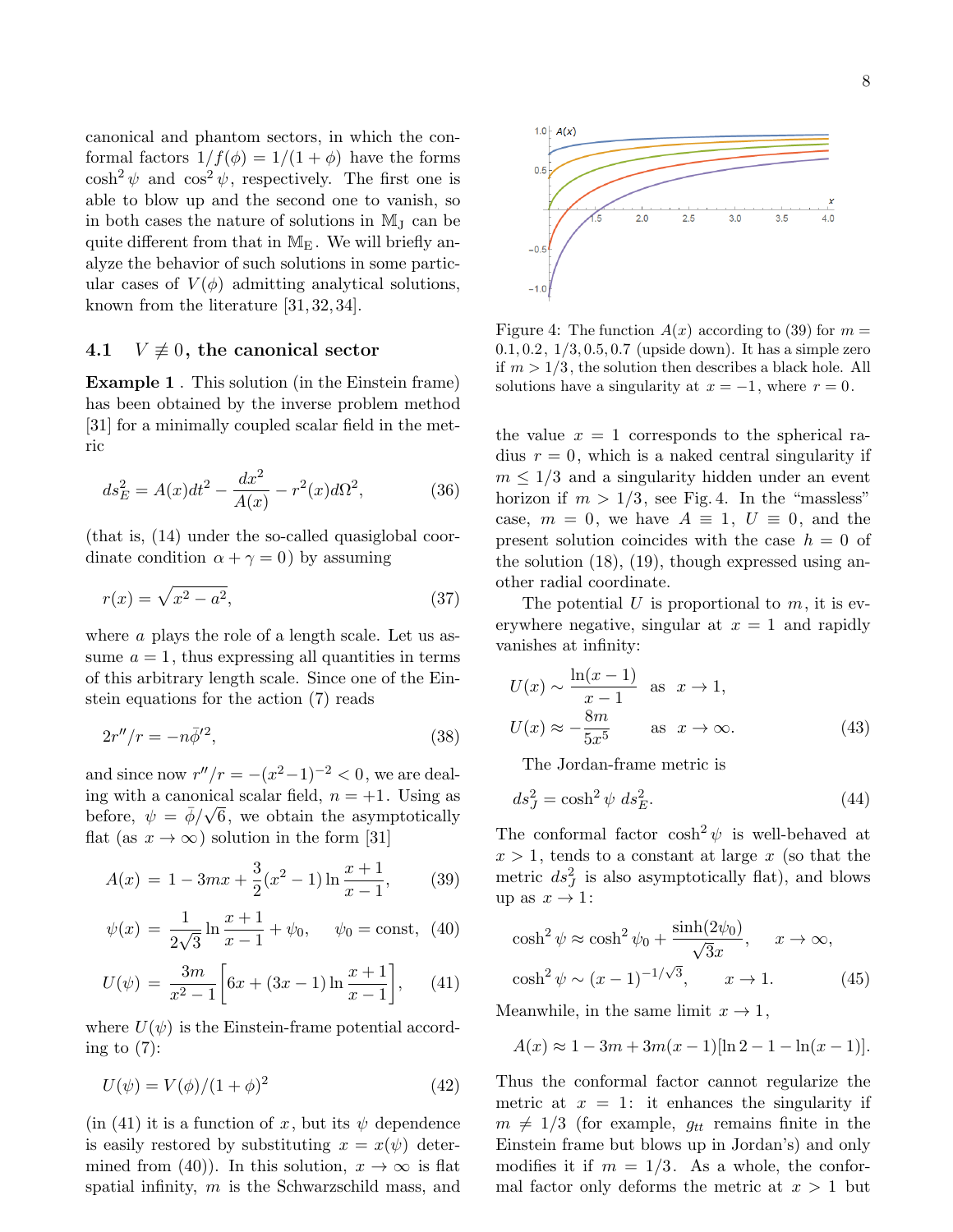canonical and phantom sectors, in which the conformal factors $1/f(\phi) = 1/(1+\phi)$ have the forms $\cosh^2\psi$ and $\cos^2\psi$, respectively. The first one is able to blow up and the second one to vanish, so in both cases the nature of solutions in $\mathbb{M}_\mathrm{J}$ can be quite different from that in $\mathbb{M}_\mathrm{E}$. We will briefly analyze the behavior of such solutions in some particular cases of $V(\phi)$ admitting analytical solutions, known from the literature [31, 32, 34].

### 4.1 $V \not\equiv 0$, the canonical sector

**Example 1** . This solution (in the Einstein frame) has been obtained by the inverse problem method [31] for a minimally coupled scalar field in the metric

$$ds_E^2 = A(x)dt^2 - \frac{dx^2}{A(x)} - r^2(x)d\Omega^2, \tag{36}$$

(that is, (14) under the so-called quasiglobal coordinate condition $\alpha + \gamma = 0$) by assuming

$$r(x) = \sqrt{x^2 - a^2}, \tag{37}$$

where $a$ plays the role of a length scale. Let us assume $a = 1$, thus expressing all quantities in terms of this arbitrary length scale. Since one of the Einstein equations for the action (7) reads

$$2r''/r = -n\bar{\phi}'^2, \tag{38}$$

and since now $r''/r = -(x^2-1)^{-2} < 0$, we are dealing with a canonical scalar field, $n = +1$. Using as before, $\psi = \bar{\phi}/\sqrt{6}$, we obtain the asymptotically flat (as $x \to \infty$) solution in the form [31]

$$A(x) = 1 - 3mx + \frac{3}{2}(x^2-1)\ln\frac{x+1}{x-1}, \tag{39}$$

$$\psi(x) = \frac{1}{2\sqrt{3}}\ln\frac{x+1}{x-1} + \psi_0, \qquad \psi_0 = \text{const}, \tag{40}$$

$$U(\psi) = \frac{3m}{x^2-1}\left[6x + (3x-1)\ln\frac{x+1}{x-1}\right], \tag{41}$$

where $U(\psi)$ is the Einstein-frame potential according to (7):

$$U(\psi) = V(\phi)/(1+\phi)^2 \tag{42}$$

(in (41) it is a function of $x$, but its $\psi$ dependence is easily restored by substituting $x = x(\psi)$ determined from (40)). In this solution, $x \to \infty$ is flat spatial infinity, $m$ is the Schwarzschild mass, and the value $x = 1$ corresponds to the spherical radius $r = 0$, which is a naked central singularity if $m \leq 1/3$ and a singularity hidden under an event horizon if $m > 1/3$, see Fig. 4. In the "massless" case, $m = 0$, we have $A \equiv 1$, $U \equiv 0$, and the present solution coincides with the case $h = 0$ of the solution (18), (19), though expressed using another radial coordinate.

Figure 4: The function $A(x)$ according to (39) for $m = 0.1, 0.2,\ 1/3, 0.5, 0.7$ (upside down). It has a simple zero if $m > 1/3$, the solution then describes a black hole. All solutions have a singularity at $x = -1$, where $r = 0$.

The potential $U$ is proportional to $m$, it is everywhere negative, singular at $x = 1$ and rapidly vanishes at infinity:

$$\begin{aligned} U(x) &\sim \frac{\ln(x-1)}{x-1} \quad \text{as} \quad x \to 1, \\ U(x) &\approx -\frac{8m}{5x^5} \qquad \text{as} \quad x \to \infty. \end{aligned} \tag{43}$$

The Jordan-frame metric is

$$ds_J^2 = \cosh^2\psi \; ds_E^2. \tag{44}$$

The conformal factor $\cosh^2\psi$ is well-behaved at $x > 1$, tends to a constant at large $x$ (so that the metric $ds_J^2$ is also asymptotically flat), and blows up as $x \to 1$:

$$\begin{aligned} \cosh^2\psi &\approx \cosh^2\psi_0 + \frac{\sinh(2\psi_0)}{\sqrt{3}x}, \qquad x \to \infty, \\ \cosh^2\psi &\sim (x-1)^{-1/\sqrt{3}}, \qquad x \to 1. \end{aligned} \tag{45}$$

Meanwhile, in the same limit $x \to 1$,

$$A(x) \approx 1 - 3m + 3m(x-1)[\ln 2 - 1 - \ln(x-1)].$$

Thus the conformal factor cannot regularize the metric at $x = 1$: it enhances the singularity if $m \neq 1/3$ (for example, $g_{tt}$ remains finite in the Einstein frame but blows up in Jordan's) and only modifies it if $m = 1/3$. As a whole, the conformal factor only deforms the metric at $x > 1$ but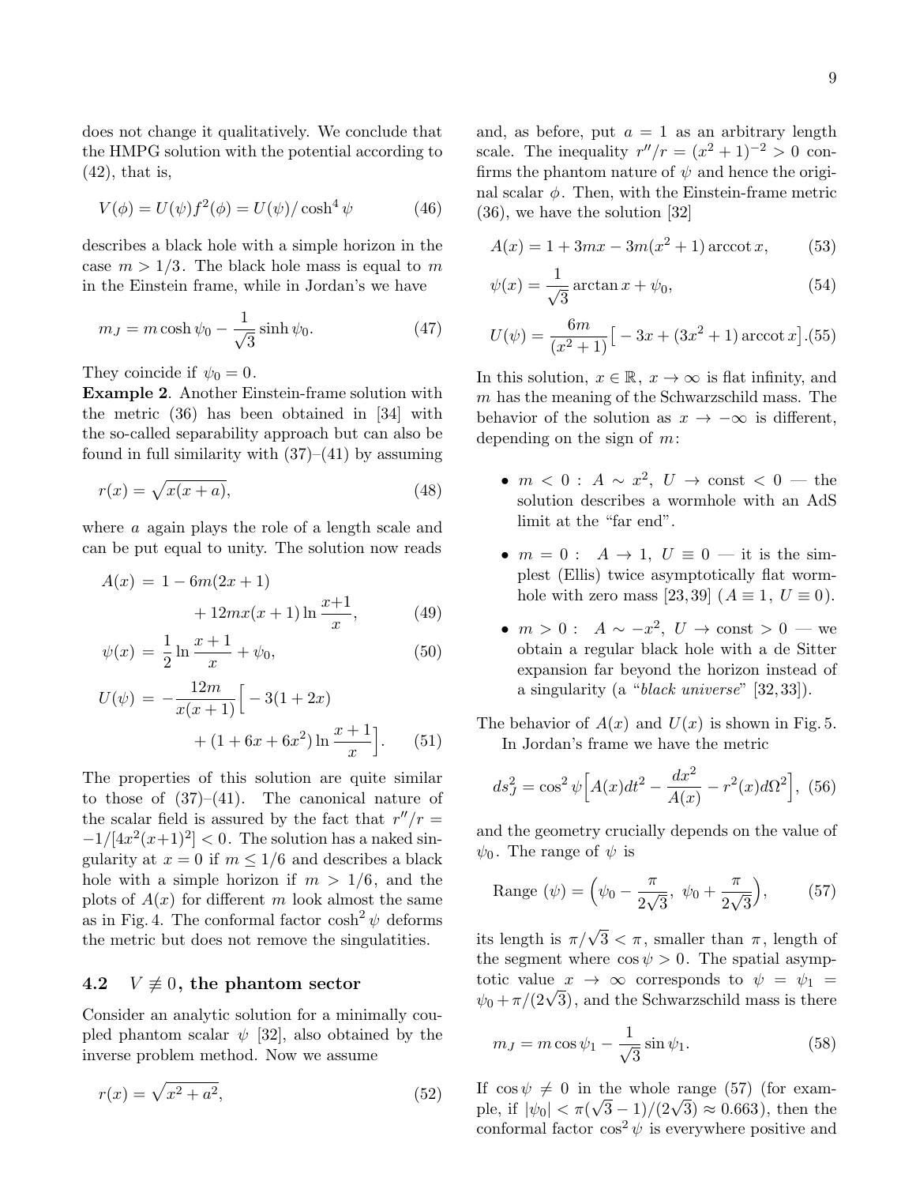does not change it qualitatively. We conclude that the HMPG solution with the potential according to (42), that is,

$$V(\phi) = U(\psi) f^2(\phi) = U(\psi)/\cosh^4\psi \tag{46}$$

describes a black hole with a simple horizon in the case $m > 1/3$. The black hole mass is equal to $m$ in the Einstein frame, while in Jordan's we have

$$m_J = m\cosh\psi_0 - \frac{1}{\sqrt{3}}\sinh\psi_0. \tag{47}$$

They coincide if $\psi_0 = 0$.

**Example 2**. Another Einstein-frame solution with the metric (36) has been obtained in [34] with the so-called separability approach but can also be found in full similarity with (37)–(41) by assuming

$$r(x) = \sqrt{x(x+a)}, \tag{48}$$

where $a$ again plays the role of a length scale and can be put equal to unity. The solution now reads

$$A(x) = 1 - 6m(2x+1) + 12mx(x+1)\ln\frac{x+1}{x}, \tag{49}$$

$$\psi(x) = \frac{1}{2}\ln\frac{x+1}{x} + \psi_0, \tag{50}$$

$$U(\psi) = -\frac{12m}{x(x+1)}\Big[-3(1+2x) + (1+6x+6x^2)\ln\frac{x+1}{x}\Big]. \tag{51}$$

The properties of this solution are quite similar to those of (37)–(41). The canonical nature of the scalar field is assured by the fact that $r''/r = -1/[4x^2(x+1)^2] < 0$. The solution has a naked singularity at $x = 0$ if $m \leq 1/6$ and describes a black hole with a simple horizon if $m > 1/6$, and the plots of $A(x)$ for different $m$ look almost the same as in Fig. 4. The conformal factor $\cosh^2\psi$ deforms the metric but does not remove the singulatities.

### 4.2 $V \not\equiv 0$, the phantom sector

Consider an analytic solution for a minimally coupled phantom scalar $\psi$ [32], also obtained by the inverse problem method. Now we assume

$$r(x) = \sqrt{x^2 + a^2}, \tag{52}$$

and, as before, put $a = 1$ as an arbitrary length scale. The inequality $r''/r = (x^2+1)^{-2} > 0$ confirms the phantom nature of $\psi$ and hence the original scalar $\phi$. Then, with the Einstein-frame metric (36), we have the solution [32]

$$A(x) = 1 + 3mx - 3m(x^2+1)\operatorname{arccot} x, \tag{53}$$

$$\psi(x) = \frac{1}{\sqrt{3}}\arctan x + \psi_0, \tag{54}$$

$$U(\psi) = \frac{6m}{(x^2+1)}\big[-3x + (3x^2+1)\operatorname{arccot} x\big]. \tag{55}$$

In this solution, $x \in \mathbb{R}$, $x \to \infty$ is flat infinity, and $m$ has the meaning of the Schwarzschild mass. The behavior of the solution as $x \to -\infty$ is different, depending on the sign of $m$:

- $m < 0$ : $A \sim x^2$, $U \to \text{const} < 0$ — the solution describes a wormhole with an AdS limit at the "far end".
- $m = 0$ : $A \to 1$, $U \equiv 0$ — it is the simplest (Ellis) twice asymptotically flat wormhole with zero mass [23,39] ($A \equiv 1$, $U \equiv 0$).
- $m > 0$ : $A \sim -x^2$, $U \to \text{const} > 0$ — we obtain a regular black hole with a de Sitter expansion far beyond the horizon instead of a singularity (a "*black universe*" [32,33]).

The behavior of $A(x)$ and $U(x)$ is shown in Fig. 5.

In Jordan's frame we have the metric

$$ds_J^2 = \cos^2\psi\Big[A(x)dt^2 - \frac{dx^2}{A(x)} - r^2(x)d\Omega^2\Big], \tag{56}$$

and the geometry crucially depends on the value of $\psi_0$. The range of $\psi$ is

$$\text{Range }(\psi) = \Big(\psi_0 - \frac{\pi}{2\sqrt{3}},\ \psi_0 + \frac{\pi}{2\sqrt{3}}\Big), \tag{57}$$

its length is $\pi/\sqrt{3} < \pi$, smaller than $\pi$, length of the segment where $\cos\psi > 0$. The spatial asymptotic value $x \to \infty$ corresponds to $\psi = \psi_1 = \psi_0 + \pi/(2\sqrt{3})$, and the Schwarzschild mass is there

$$m_J = m\cos\psi_1 - \frac{1}{\sqrt{3}}\sin\psi_1. \tag{58}$$

If $\cos\psi \neq 0$ in the whole range (57) (for example, if $|\psi_0| < \pi(\sqrt{3}-1)/(2\sqrt{3}) \approx 0.663$), then the conformal factor $\cos^2\psi$ is everywhere positive and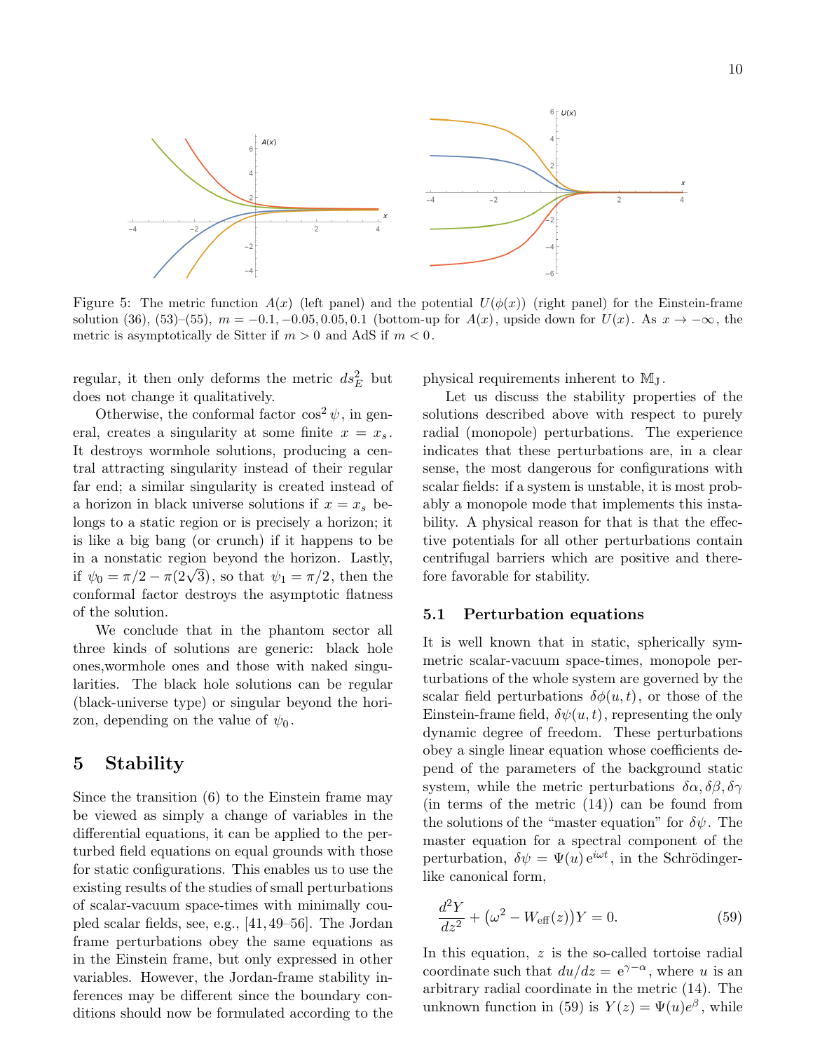Figure 5: The metric function $A(x)$ (left panel) and the potential $U(\phi(x))$ (right panel) for the Einstein-frame solution (36), (53)–(55), $m = -0.1, -0.05, 0.05, 0.1$ (bottom-up for $A(x)$, upside down for $U(x)$. As $x \to -\infty$, the metric is asymptotically de Sitter if $m > 0$ and AdS if $m < 0$.

regular, it then only deforms the metric $ds_E^2$ but does not change it qualitatively.

Otherwise, the conformal factor $\cos^2\psi$, in general, creates a singularity at some finite $x = x_s$. It destroys wormhole solutions, producing a central attracting singularity instead of their regular far end; a similar singularity is created instead of a horizon in black universe solutions if $x = x_s$ belongs to a static region or is precisely a horizon; it is like a big bang (or crunch) if it happens to be in a nonstatic region beyond the horizon. Lastly, if $\psi_0 = \pi/2 - \pi(2\sqrt{3})$, so that $\psi_1 = \pi/2$, then the conformal factor destroys the asymptotic flatness of the solution.

We conclude that in the phantom sector all three kinds of solutions are generic: black hole ones,wormhole ones and those with naked singularities. The black hole solutions can be regular (black-universe type) or singular beyond the horizon, depending on the value of $\psi_0$.

# 5 Stability

Since the transition (6) to the Einstein frame may be viewed as simply a change of variables in the differential equations, it can be applied to the perturbed field equations on equal grounds with those for static configurations. This enables us to use the existing results of the studies of small perturbations of scalar-vacuum space-times with minimally coupled scalar fields, see, e.g., [41, 49–56]. The Jordan frame perturbations obey the same equations as in the Einstein frame, but only expressed in other variables. However, the Jordan-frame stability inferences may be different since the boundary conditions should now be formulated according to the physical requirements inherent to $\mathbb{M}_J$.

Let us discuss the stability properties of the solutions described above with respect to purely radial (monopole) perturbations. The experience indicates that these perturbations are, in a clear sense, the most dangerous for configurations with scalar fields: if a system is unstable, it is most probably a monopole mode that implements this instability. A physical reason for that is that the effective potentials for all other perturbations contain centrifugal barriers which are positive and therefore favorable for stability.

## 5.1 Perturbation equations

It is well known that in static, spherically symmetric scalar-vacuum space-times, monopole perturbations of the whole system are governed by the scalar field perturbations $\delta\phi(u,t)$, or those of the Einstein-frame field, $\delta\psi(u,t)$, representing the only dynamic degree of freedom. These perturbations obey a single linear equation whose coefficients depend of the parameters of the background static system, while the metric perturbations $\delta\alpha, \delta\beta, \delta\gamma$ (in terms of the metric (14)) can be found from the solutions of the "master equation" for $\delta\psi$. The master equation for a spectral component of the perturbation, $\delta\psi = \Psi(u)\,\mathrm{e}^{i\omega t}$, in the Schrödinger-like canonical form,

$$\frac{d^2Y}{dz^2} + \big(\omega^2 - W_{\rm eff}(z)\big)Y = 0. \tag{59}$$

In this equation, $z$ is the so-called tortoise radial coordinate such that $du/dz = \mathrm{e}^{\gamma-\alpha}$, where $u$ is an arbitrary radial coordinate in the metric (14). The unknown function in (59) is $Y(z) = \Psi(u)e^{\beta}$, while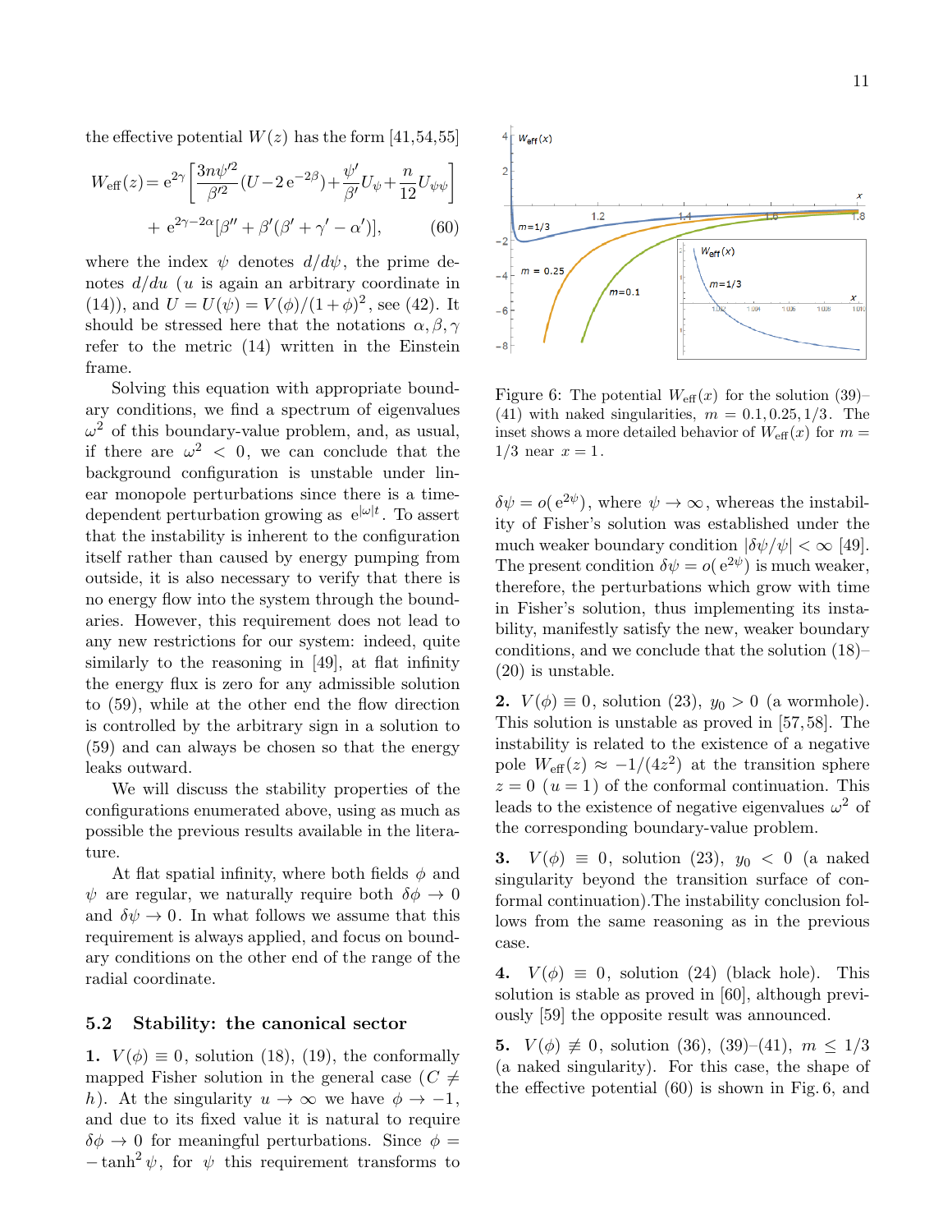the effective potential $W(z)$ has the form [41,54,55]

$$
W_{\rm eff}(z) = {\rm e}^{2\gamma}\biggl[\frac{3n\psi'^2}{\beta'^2}(U - 2\,{\rm e}^{-2\beta}) + \frac{\psi'}{\beta'}U_\psi + \frac{n}{12}U_{\psi\psi}\biggr]
$$

$$
+\ {\rm e}^{2\gamma-2\alpha}[\beta'' + \beta'(\beta' + \gamma' - \alpha')], \qquad (60)
$$

where the index $\psi$ denotes $d/d\psi$, the prime denotes $d/du$ ($u$ is again an arbitrary coordinate in (14)), and $U = U(\psi) = V(\phi)/(1+\phi)^2$, see (42). It should be stressed here that the notations $\alpha, \beta, \gamma$ refer to the metric (14) written in the Einstein frame.

Solving this equation with appropriate boundary conditions, we find a spectrum of eigenvalues $\omega^2$ of this boundary-value problem, and, as usual, if there are $\omega^2 < 0$, we can conclude that the background configuration is unstable under linear monopole perturbations since there is a time-dependent perturbation growing as ${\rm e}^{|\omega| t}$. To assert that the instability is inherent to the configuration itself rather than caused by energy pumping from outside, it is also necessary to verify that there is no energy flow into the system through the boundaries. However, this requirement does not lead to any new restrictions for our system: indeed, quite similarly to the reasoning in [49], at flat infinity the energy flux is zero for any admissible solution to (59), while at the other end the flow direction is controlled by the arbitrary sign in a solution to (59) and can always be chosen so that the energy leaks outward.

We will discuss the stability properties of the configurations enumerated above, using as much as possible the previous results available in the literature.

At flat spatial infinity, where both fields $\phi$ and $\psi$ are regular, we naturally require both $\delta\phi \to 0$ and $\delta\psi \to 0$. In what follows we assume that this requirement is always applied, and focus on boundary conditions on the other end of the range of the radial coordinate.

### 5.2 Stability: the canonical sector

**1.** $V(\phi) \equiv 0$, solution (18), (19), the conformally mapped Fisher solution in the general case ($C \neq h$). At the singularity $u \to \infty$ we have $\phi \to -1$, and due to its fixed value it is natural to require $\delta\phi \to 0$ for meaningful perturbations. Since $\phi = -\tanh^2\psi$, for $\psi$ this requirement transforms to $\delta\psi = o({\rm e}^{2\psi})$, where $\psi \to \infty$, whereas the instability of Fisher's solution was established under the much weaker boundary condition $|\delta\psi/\psi| < \infty$ [49]. The present condition $\delta\psi = o({\rm e}^{2\psi})$ is much weaker, therefore, the perturbations which grow with time in Fisher's solution, thus implementing its instability, manifestly satisfy the new, weaker boundary conditions, and we conclude that the solution (18)–(20) is unstable.

Figure 6: The potential $W_{\rm eff}(x)$ for the solution (39)–(41) with naked singularities, $m = 0.1, 0.25, 1/3$. The inset shows a more detailed behavior of $W_{\rm eff}(x)$ for $m = 1/3$ near $x = 1$.

**2.** $V(\phi) \equiv 0$, solution (23), $y_0 > 0$ (a wormhole). This solution is unstable as proved in [57,58]. The instability is related to the existence of a negative pole $W_{\rm eff}(z) \approx -1/(4z^2)$ at the transition sphere $z = 0$ ($u = 1$) of the conformal continuation. This leads to the existence of negative eigenvalues $\omega^2$ of the corresponding boundary-value problem.

**3.** $V(\phi) \equiv 0$, solution (23), $y_0 < 0$ (a naked singularity beyond the transition surface of conformal continuation).The instability conclusion follows from the same reasoning as in the previous case.

**4.** $V(\phi) \equiv 0$, solution (24) (black hole). This solution is stable as proved in [60], although previously [59] the opposite result was announced.

**5.** $V(\phi) \not\equiv 0$, solution (36), (39)–(41), $m \leq 1/3$ (a naked singularity). For this case, the shape of the effective potential (60) is shown in Fig. 6, and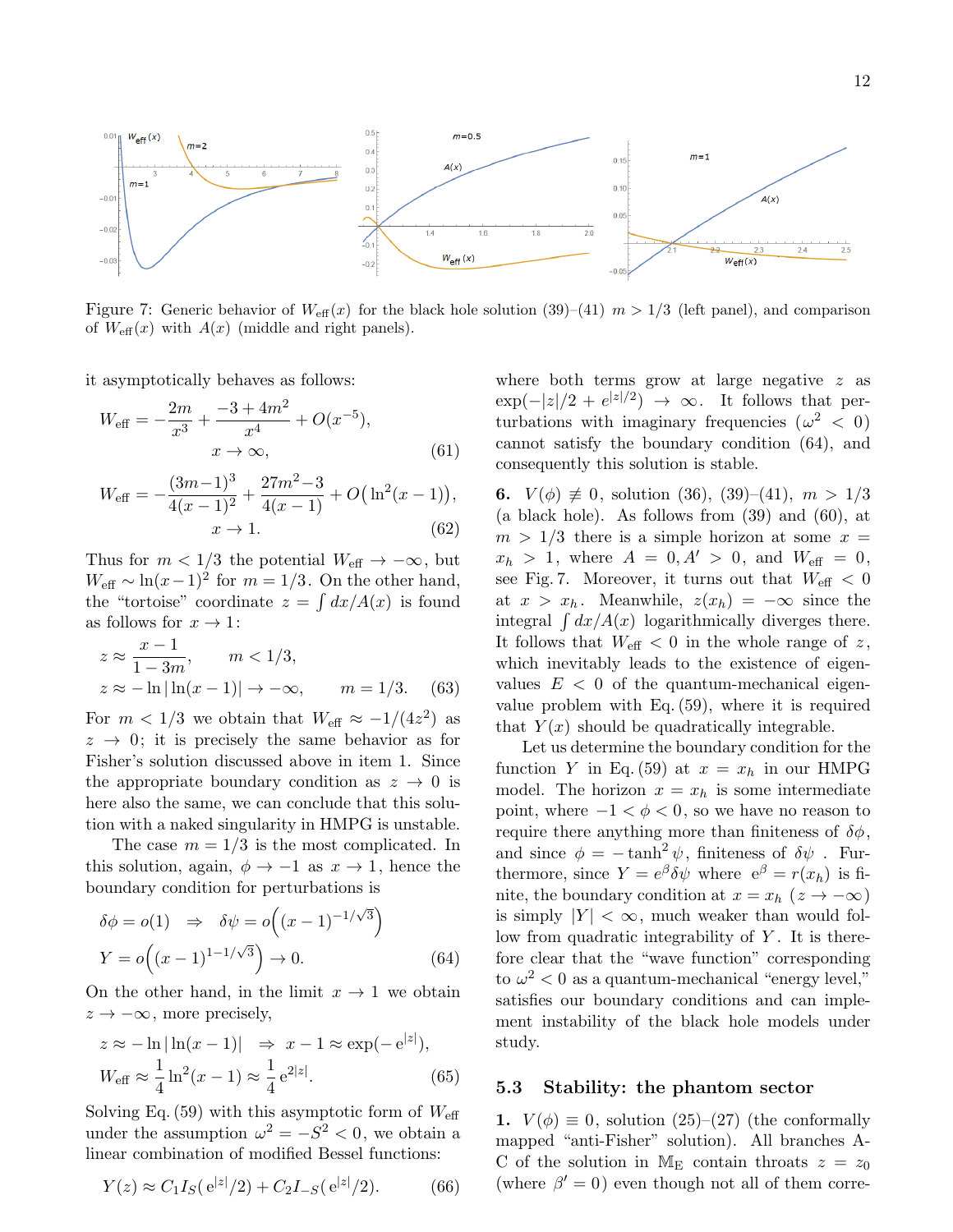Figure 7: Generic behavior of $W_{\rm eff}(x)$ for the black hole solution (39)–(41) $m > 1/3$ (left panel), and comparison of $W_{\rm eff}(x)$ with $A(x)$ (middle and right panels).

it asymptotically behaves as follows:

$$W_{\rm eff} = -\frac{2m}{x^3} + \frac{-3+4m^2}{x^4} + O(x^{-5}), \qquad x \to \infty, \tag{61}$$

$$W_{\rm eff} = -\frac{(3m-1)^3}{4(x-1)^2} + \frac{27m^2-3}{4(x-1)} + O\big(\ln^2(x-1)\big), \qquad x \to 1. \tag{62}$$

Thus for $m < 1/3$ the potential $W_{\rm eff} \to -\infty$, but $W_{\rm eff} \sim \ln(x-1)^2$ for $m = 1/3$. On the other hand, the "tortoise" coordinate $z = \int dx/A(x)$ is found as follows for $x \to 1$:

$$z \approx \frac{x-1}{1-3m}, \qquad m < 1/3,$$
$$z \approx -\ln|\ln(x-1)| \to -\infty, \qquad m = 1/3. \tag{63}$$

For $m < 1/3$ we obtain that $W_{\rm eff} \approx -1/(4z^2)$ as $z \to 0$; it is precisely the same behavior as for Fisher's solution discussed above in item 1. Since the appropriate boundary condition as $z \to 0$ is here also the same, we can conclude that this solution with a naked singularity in HMPG is unstable.

The case $m = 1/3$ is the most complicated. In this solution, again, $\phi \to -1$ as $x \to 1$, hence the boundary condition for perturbations is

$$\delta\phi = o(1) \quad \Rightarrow \quad \delta\psi = o\Big((x-1)^{-1/\sqrt{3}}\Big)$$
$$Y = o\Big((x-1)^{1-1/\sqrt{3}}\Big) \to 0. \tag{64}$$

On the other hand, in the limit $x \to 1$ we obtain $z \to -\infty$, more precisely,

$$z \approx -\ln|\ln(x-1)| \quad \Rightarrow \quad x - 1 \approx \exp(-{\rm e}^{|z|}),$$
$$W_{\rm eff} \approx \frac{1}{4}\ln^2(x-1) \approx \frac{1}{4}\,{\rm e}^{2|z|}. \tag{65}$$

Solving Eq. (59) with this asymptotic form of $W_{\rm eff}$ under the assumption $\omega^2 = -S^2 < 0$, we obtain a linear combination of modified Bessel functions:

$$Y(z) \approx C_1 I_S({\rm e}^{|z|}/2) + C_2 I_{-S}({\rm e}^{|z|}/2). \tag{66}$$

where both terms grow at large negative $z$ as $\exp(-|z|/2 + e^{|z|/2}) \to \infty$. It follows that perturbations with imaginary frequencies ($\omega^2 < 0$) cannot satisfy the boundary condition (64), and consequently this solution is stable.

**6.** $V(\phi) \not\equiv 0$, solution (36), (39)–(41), $m > 1/3$ (a black hole). As follows from (39) and (60), at $m > 1/3$ there is a simple horizon at some $x = x_h > 1$, where $A = 0, A' > 0$, and $W_{\rm eff} = 0$, see Fig. 7. Moreover, it turns out that $W_{\rm eff} < 0$ at $x > x_h$. Meanwhile, $z(x_h) = -\infty$ since the integral $\int dx/A(x)$ logarithmically diverges there. It follows that $W_{\rm eff} < 0$ in the whole range of $z$, which inevitably leads to the existence of eigenvalues $E < 0$ of the quantum-mechanical eigenvalue problem with Eq. (59), where it is required that $Y(x)$ should be quadratically integrable.

Let us determine the boundary condition for the function $Y$ in Eq. (59) at $x = x_h$ in our HMPG model. The horizon $x = x_h$ is some intermediate point, where $-1 < \phi < 0$, so we have no reason to require there anything more than finiteness of $\delta\phi$, and since $\phi = -\tanh^2\psi$, finiteness of $\delta\psi$ . Furthermore, since $Y = e^{\beta}\delta\psi$ where ${\rm e}^{\beta} = r(x_h)$ is finite, the boundary condition at $x = x_h$ ($z \to -\infty$) is simply $|Y| < \infty$, much weaker than would follow from quadratic integrability of $Y$. It is therefore clear that the "wave function" corresponding to $\omega^2 < 0$ as a quantum-mechanical "energy level," satisfies our boundary conditions and can implement instability of the black hole models under study.

### 5.3 Stability: the phantom sector

**1.** $V(\phi) \equiv 0$, solution (25)–(27) (the conformally mapped "anti-Fisher" solution). All branches A-C of the solution in $\mathbb{M}_{\rm E}$ contain throats $z = z_0$ (where $\beta' = 0$) even though not all of them corre-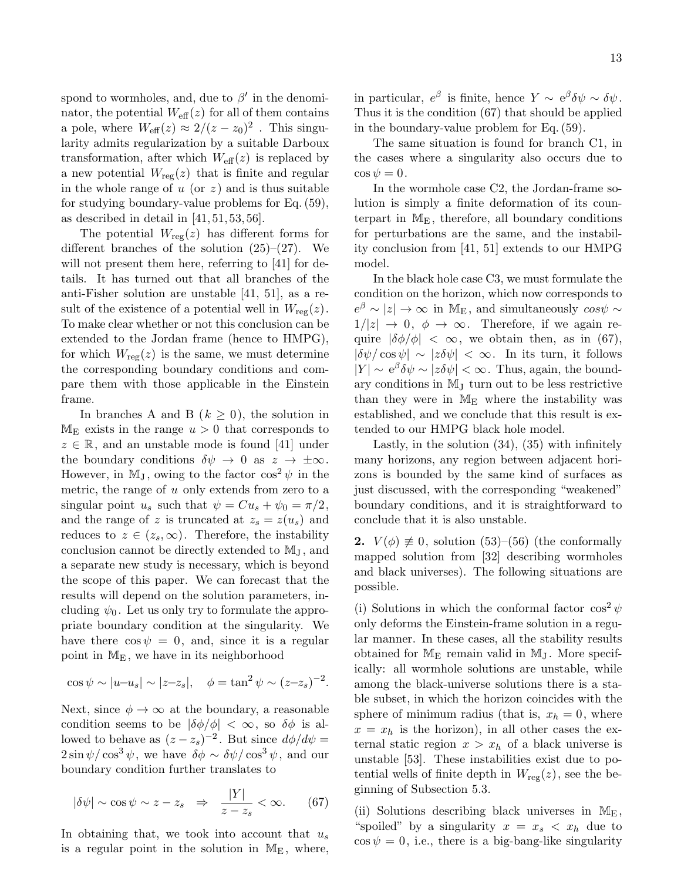spond to wormholes, and, due to $\beta'$ in the denominator, the potential $W_{\rm eff}(z)$ for all of them contains a pole, where $W_{\rm eff}(z) \approx 2/(z-z_0)^2$ . This singularity admits regularization by a suitable Darboux transformation, after which $W_{\rm eff}(z)$ is replaced by a new potential $W_{\rm reg}(z)$ that is finite and regular in the whole range of $u$ (or $z$) and is thus suitable for studying boundary-value problems for Eq. (59), as described in detail in [41, 51, 53, 56].

The potential $W_{\rm reg}(z)$ has different forms for different branches of the solution (25)–(27). We will not present them here, referring to [41] for details. It has turned out that all branches of the anti-Fisher solution are unstable [41, 51], as a result of the existence of a potential well in $W_{\rm reg}(z)$. To make clear whether or not this conclusion can be extended to the Jordan frame (hence to HMPG), for which $W_{\rm reg}(z)$ is the same, we must determine the corresponding boundary conditions and compare them with those applicable in the Einstein frame.

In branches A and B ($k \geq 0$), the solution in $\mathbb{M}_{\rm E}$ exists in the range $u > 0$ that corresponds to $z \in \mathbb{R}$, and an unstable mode is found [41] under the boundary conditions $\delta\psi \to 0$ as $z \to \pm\infty$. However, in $\mathbb{M}_{\rm J}$, owing to the factor $\cos^2\psi$ in the metric, the range of $u$ only extends from zero to a singular point $u_s$ such that $\psi = Cu_s + \psi_0 = \pi/2$, and the range of $z$ is truncated at $z_s = z(u_s)$ and reduces to $z \in (z_s, \infty)$. Therefore, the instability conclusion cannot be directly extended to $\mathbb{M}_{\rm J}$, and a separate new study is necessary, which is beyond the scope of this paper. We can forecast that the results will depend on the solution parameters, including $\psi_0$. Let us only try to formulate the appropriate boundary condition at the singularity. We have there $\cos\psi = 0$, and, since it is a regular point in $\mathbb{M}_{\rm E}$, we have in its neighborhood

$$\cos\psi \sim |u - u_s| \sim |z - z_s|, \quad \phi = \tan^2\psi \sim (z - z_s)^{-2}.$$

Next, since $\phi \to \infty$ at the boundary, a reasonable condition seems to be $|\delta\phi/\phi| < \infty$, so $\delta\phi$ is allowed to behave as $(z - z_s)^{-2}$. But since $d\phi/d\psi = 2\sin\psi/\cos^3\psi$, we have $\delta\phi \sim \delta\psi/\cos^3\psi$, and our boundary condition further translates to

$$|\delta\psi| \sim \cos\psi \sim z - z_s \quad \Rightarrow \quad \frac{|Y|}{z - z_s} < \infty. \tag{67}$$

In obtaining that, we took into account that $u_s$ is a regular point in the solution in $\mathbb{M}_{\rm E}$, where, in particular, $e^\beta$ is finite, hence $Y \sim e^\beta\delta\psi \sim \delta\psi$. Thus it is the condition (67) that should be applied in the boundary-value problem for Eq. (59).

The same situation is found for branch C1, in the cases where a singularity also occurs due to $\cos\psi = 0$.

In the wormhole case C2, the Jordan-frame solution is simply a finite deformation of its counterpart in $\mathbb{M}_{\rm E}$, therefore, all boundary conditions for perturbations are the same, and the instability conclusion from [41, 51] extends to our HMPG model.

In the black hole case C3, we must formulate the condition on the horizon, which now corresponds to $e^\beta \sim |z| \to \infty$ in $\mathbb{M}_{\rm E}$, and simultaneously $cos\psi \sim 1/|z| \to 0$, $\phi \to \infty$. Therefore, if we again require $|\delta\phi/\phi| < \infty$, we obtain then, as in (67), $|\delta\psi/\cos\psi| \sim |z\delta\psi| < \infty$. In its turn, it follows $|Y| \sim e^\beta\delta\psi \sim |z\delta\psi| < \infty$. Thus, again, the boundary conditions in $\mathbb{M}_{\rm J}$ turn out to be less restrictive than they were in $\mathbb{M}_{\rm E}$ where the instability was established, and we conclude that this result is extended to our HMPG black hole model.

Lastly, in the solution (34), (35) with infinitely many horizons, any region between adjacent horizons is bounded by the same kind of surfaces as just discussed, with the corresponding "weakened" boundary conditions, and it is straightforward to conclude that it is also unstable.

**2.** $V(\phi) \not\equiv 0$, solution (53)–(56) (the conformally mapped solution from [32] describing wormholes and black universes). The following situations are possible.

(i) Solutions in which the conformal factor $\cos^2\psi$ only deforms the Einstein-frame solution in a regular manner. In these cases, all the stability results obtained for $\mathbb{M}_{\rm E}$ remain valid in $\mathbb{M}_{\rm J}$. More specifically: all wormhole solutions are unstable, while among the black-universe solutions there is a stable subset, in which the horizon coincides with the sphere of minimum radius (that is, $x_h = 0$, where $x = x_h$ is the horizon), in all other cases the external static region $x > x_h$ of a black universe is unstable [53]. These instabilities exist due to potential wells of finite depth in $W_{\rm reg}(z)$, see the beginning of Subsection 5.3.

(ii) Solutions describing black universes in $\mathbb{M}_{\rm E}$, "spoiled" by a singularity $x = x_s < x_h$ due to $\cos\psi = 0$, i.e., there is a big-bang-like singularity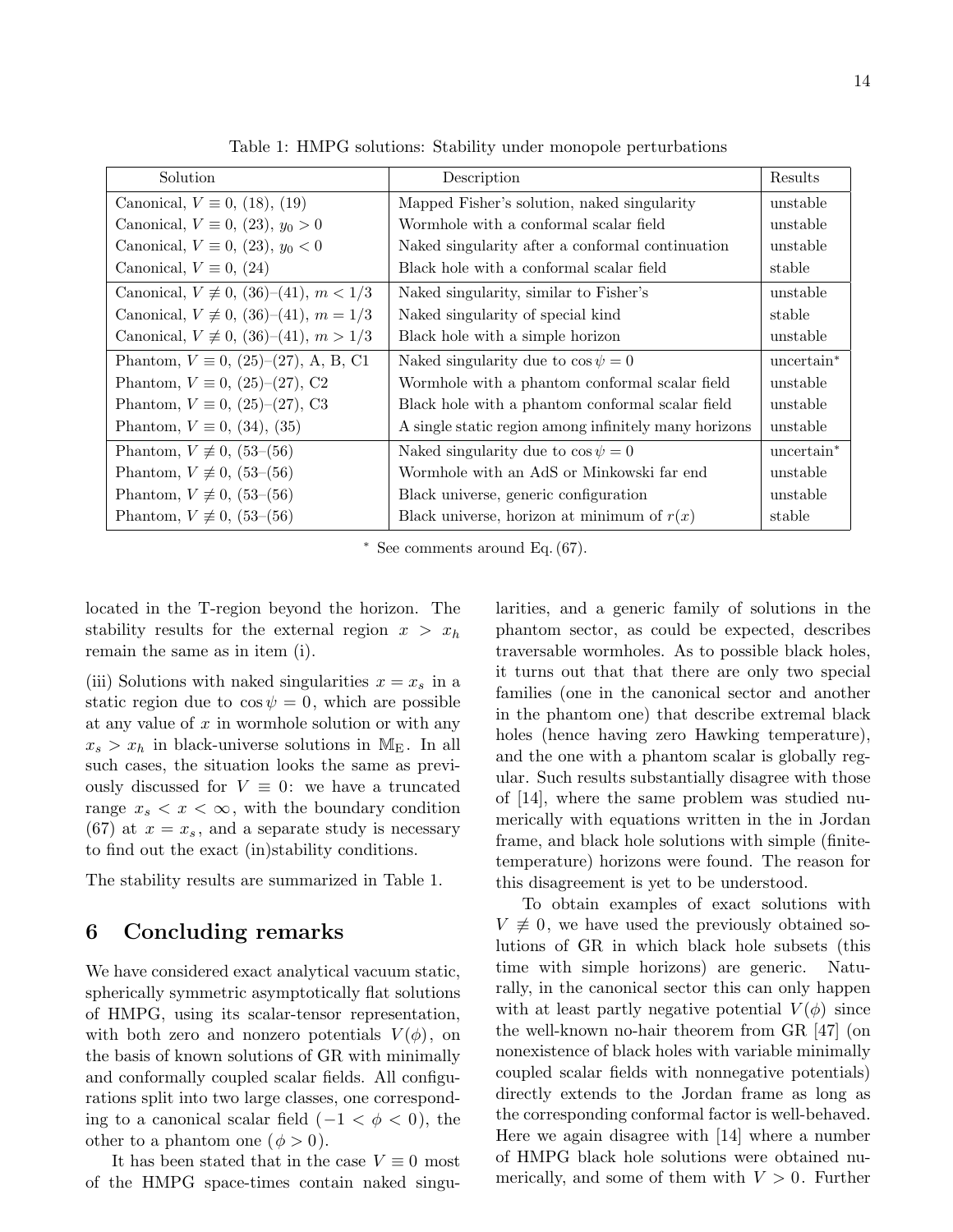Table 1: HMPG solutions: Stability under monopole perturbations

| Solution | Description | Results |
|---|---|---|
| Canonical, $V \equiv 0$, (18), (19) | Mapped Fisher's solution, naked singularity | unstable |
| Canonical, $V \equiv 0$, (23), $y_0 > 0$ | Wormhole with a conformal scalar field | unstable |
| Canonical, $V \equiv 0$, (23), $y_0 < 0$ | Naked singularity after a conformal continuation | unstable |
| Canonical, $V \equiv 0$, (24) | Black hole with a conformal scalar field | stable |
| Canonical, $V \not\equiv 0$, (36)–(41), $m < 1/3$ | Naked singularity, similar to Fisher's | unstable |
| Canonical, $V \not\equiv 0$, (36)–(41), $m = 1/3$ | Naked singularity of special kind | stable |
| Canonical, $V \not\equiv 0$, (36)–(41), $m > 1/3$ | Black hole with a simple horizon | unstable |
| Phantom, $V \equiv 0$, (25)–(27), A, B, C1 | Naked singularity due to $\cos\psi = 0$ | uncertain* |
| Phantom, $V \equiv 0$, (25)–(27), C2 | Wormhole with a phantom conformal scalar field | unstable |
| Phantom, $V \equiv 0$, (25)–(27), C3 | Black hole with a phantom conformal scalar field | unstable |
| Phantom, $V \equiv 0$, (34), (35) | A single static region among infinitely many horizons | unstable |
| Phantom, $V \not\equiv 0$, (53–(56) | Naked singularity due to $\cos\psi = 0$ | uncertain* |
| Phantom, $V \not\equiv 0$, (53–(56) | Wormhole with an AdS or Minkowski far end | unstable |
| Phantom, $V \not\equiv 0$, (53–(56) | Black universe, generic configuration | unstable |
| Phantom, $V \not\equiv 0$, (53–(56) | Black universe, horizon at minimum of $r(x)$ | stable |

* See comments around Eq. (67).

located in the T-region beyond the horizon. The stability results for the external region $x > x_h$ remain the same as in item (i).

(iii) Solutions with naked singularities $x = x_s$ in a static region due to $\cos\psi = 0$, which are possible at any value of $x$ in wormhole solution or with any $x_s > x_h$ in black-universe solutions in $\mathbb{M}_{\rm E}$. In all such cases, the situation looks the same as previously discussed for $V \equiv 0$: we have a truncated range $x_s < x < \infty$, with the boundary condition (67) at $x = x_s$, and a separate study is necessary to find out the exact (in)stability conditions.

The stability results are summarized in Table 1.

## 6 Concluding remarks

We have considered exact analytical vacuum static, spherically symmetric asymptotically flat solutions of HMPG, using its scalar-tensor representation, with both zero and nonzero potentials $V(\phi)$, on the basis of known solutions of GR with minimally and conformally coupled scalar fields. All configurations split into two large classes, one corresponding to a canonical scalar field ($-1 < \phi < 0$), the other to a phantom one ($\phi > 0$).

It has been stated that in the case $V \equiv 0$ most of the HMPG space-times contain naked singularities, and a generic family of solutions in the phantom sector, as could be expected, describes traversable wormholes. As to possible black holes, it turns out that that there are only two special families (one in the canonical sector and another in the phantom one) that describe extremal black holes (hence having zero Hawking temperature), and the one with a phantom scalar is globally regular. Such results substantially disagree with those of [14], where the same problem was studied numerically with equations written in the in Jordan frame, and black hole solutions with simple (finite-temperature) horizons were found. The reason for this disagreement is yet to be understood.

To obtain examples of exact solutions with $V \not\equiv 0$, we have used the previously obtained solutions of GR in which black hole subsets (this time with simple horizons) are generic. Naturally, in the canonical sector this can only happen with at least partly negative potential $V(\phi)$ since the well-known no-hair theorem from GR [47] (on nonexistence of black holes with variable minimally coupled scalar fields with nonnegative potentials) directly extends to the Jordan frame as long as the corresponding conformal factor is well-behaved. Here we again disagree with [14] where a number of HMPG black hole solutions were obtained numerically, and some of them with $V > 0$. Further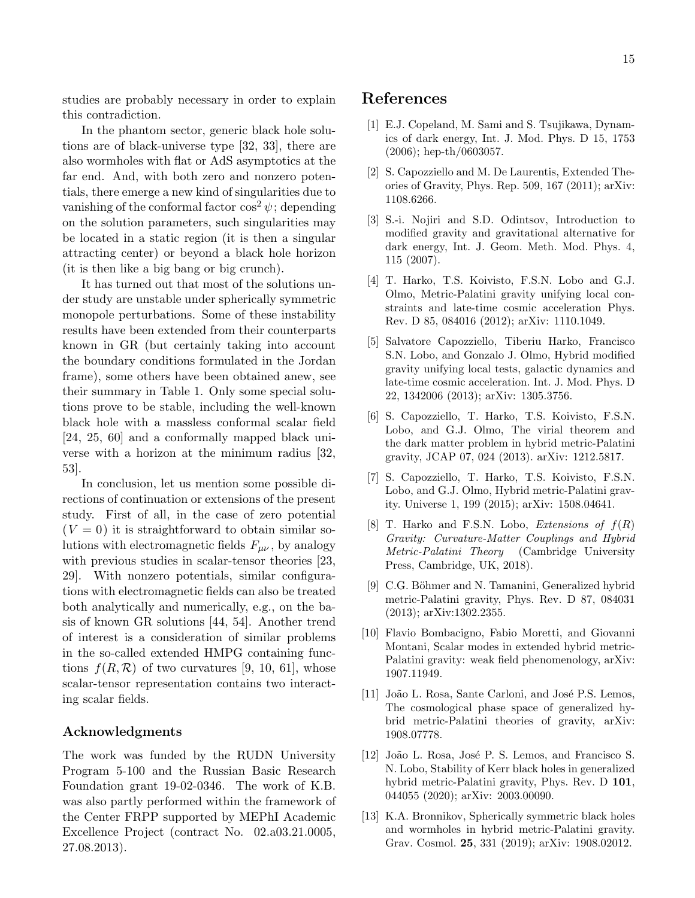studies are probably necessary in order to explain this contradiction.

In the phantom sector, generic black hole solutions are of black-universe type [32, 33], there are also wormholes with flat or AdS asymptotics at the far end. And, with both zero and nonzero potentials, there emerge a new kind of singularities due to vanishing of the conformal factor $\cos^2\psi$; depending on the solution parameters, such singularities may be located in a static region (it is then a singular attracting center) or beyond a black hole horizon (it is then like a big bang or big crunch).

It has turned out that most of the solutions under study are unstable under spherically symmetric monopole perturbations. Some of these instability results have been extended from their counterparts known in GR (but certainly taking into account the boundary conditions formulated in the Jordan frame), some others have been obtained anew, see their summary in Table 1. Only some special solutions prove to be stable, including the well-known black hole with a massless conformal scalar field [24, 25, 60] and a conformally mapped black universe with a horizon at the minimum radius [32, 53].

In conclusion, let us mention some possible directions of continuation or extensions of the present study. First of all, in the case of zero potential ($V = 0$) it is straightforward to obtain similar solutions with electromagnetic fields $F_{\mu\nu}$, by analogy with previous studies in scalar-tensor theories [23, 29]. With nonzero potentials, similar configurations with electromagnetic fields can also be treated both analytically and numerically, e.g., on the basis of known GR solutions [44, 54]. Another trend of interest is a consideration of similar problems in the so-called extended HMPG containing functions $f(R, \mathcal{R})$ of two curvatures [9, 10, 61], whose scalar-tensor representation contains two interacting scalar fields.

### Acknowledgments

The work was funded by the RUDN University Program 5-100 and the Russian Basic Research Foundation grant 19-02-0346. The work of K.B. was also partly performed within the framework of the Center FRPP supported by MEPhI Academic Excellence Project (contract No. 02.a03.21.0005, 27.08.2013).

## References

[1] E.J. Copeland, M. Sami and S. Tsujikawa, Dynamics of dark energy, Int. J. Mod. Phys. D 15, 1753 (2006); hep-th/0603057.

[2] S. Capozziello and M. De Laurentis, Extended Theories of Gravity, Phys. Rep. 509, 167 (2011); arXiv: 1108.6266.

[3] S.-i. Nojiri and S.D. Odintsov, Introduction to modified gravity and gravitational alternative for dark energy, Int. J. Geom. Meth. Mod. Phys. 4, 115 (2007).

[4] T. Harko, T.S. Koivisto, F.S.N. Lobo and G.J. Olmo, Metric-Palatini gravity unifying local constraints and late-time cosmic acceleration Phys. Rev. D 85, 084016 (2012); arXiv: 1110.1049.

[5] Salvatore Capozziello, Tiberiu Harko, Francisco S.N. Lobo, and Gonzalo J. Olmo, Hybrid modified gravity unifying local tests, galactic dynamics and late-time cosmic acceleration. Int. J. Mod. Phys. D 22, 1342006 (2013); arXiv: 1305.3756.

[6] S. Capozziello, T. Harko, T.S. Koivisto, F.S.N. Lobo, and G.J. Olmo, The virial theorem and the dark matter problem in hybrid metric-Palatini gravity, JCAP 07, 024 (2013). arXiv: 1212.5817.

[7] S. Capozziello, T. Harko, T.S. Koivisto, F.S.N. Lobo, and G.J. Olmo, Hybrid metric-Palatini gravity. Universe 1, 199 (2015); arXiv: 1508.04641.

[8] T. Harko and F.S.N. Lobo, *Extensions of $f(R)$ Gravity: Curvature-Matter Couplings and Hybrid Metric-Palatini Theory* (Cambridge University Press, Cambridge, UK, 2018).

[9] C.G. Böhmer and N. Tamanini, Generalized hybrid metric-Palatini gravity, Phys. Rev. D 87, 084031 (2013); arXiv:1302.2355.

[10] Flavio Bombacigno, Fabio Moretti, and Giovanni Montani, Scalar modes in extended hybrid metric-Palatini gravity: weak field phenomenology, arXiv: 1907.11949.

[11] João L. Rosa, Sante Carloni, and José P.S. Lemos, The cosmological phase space of generalized hybrid metric-Palatini theories of gravity, arXiv: 1908.07778.

[12] João L. Rosa, José P. S. Lemos, and Francisco S. N. Lobo, Stability of Kerr black holes in generalized hybrid metric-Palatini gravity, Phys. Rev. D **101**, 044055 (2020); arXiv: 2003.00090.

[13] K.A. Bronnikov, Spherically symmetric black holes and wormholes in hybrid metric-Palatini gravity. Grav. Cosmol. **25**, 331 (2019); arXiv: 1908.02012.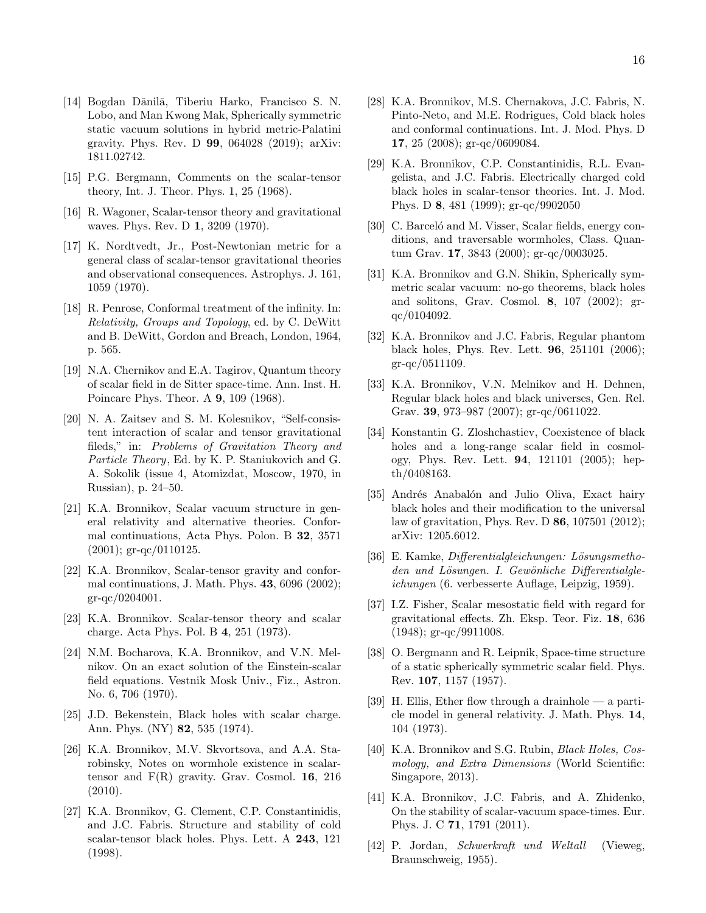[14] Bogdan Dănilă, Tiberiu Harko, Francisco S. N. Lobo, and Man Kwong Mak, Spherically symmetric static vacuum solutions in hybrid metric-Palatini gravity. Phys. Rev. D **99**, 064028 (2019); arXiv: 1811.02742.

[15] P.G. Bergmann, Comments on the scalar-tensor theory, Int. J. Theor. Phys. 1, 25 (1968).

[16] R. Wagoner, Scalar-tensor theory and gravitational waves. Phys. Rev. D **1**, 3209 (1970).

[17] K. Nordtvedt, Jr., Post-Newtonian metric for a general class of scalar-tensor gravitational theories and observational consequences. Astrophys. J. 161, 1059 (1970).

[18] R. Penrose, Conformal treatment of the infinity. In: *Relativity, Groups and Topology*, ed. by C. DeWitt and B. DeWitt, Gordon and Breach, London, 1964, p. 565.

[19] N.A. Chernikov and E.A. Tagirov, Quantum theory of scalar field in de Sitter space-time. Ann. Inst. H. Poincare Phys. Theor. A **9**, 109 (1968).

[20] N. A. Zaitsev and S. M. Kolesnikov, "Self-consistent interaction of scalar and tensor gravitational fileds," in: *Problems of Gravitation Theory and Particle Theory*, Ed. by K. P. Staniukovich and G. A. Sokolik (issue 4, Atomizdat, Moscow, 1970, in Russian), p. 24–50.

[21] K.A. Bronnikov, Scalar vacuum structure in general relativity and alternative theories. Conformal continuations, Acta Phys. Polon. B **32**, 3571 (2001); gr-qc/0110125.

[22] K.A. Bronnikov, Scalar-tensor gravity and conformal continuations, J. Math. Phys. **43**, 6096 (2002); gr-qc/0204001.

[23] K.A. Bronnikov. Scalar-tensor theory and scalar charge. Acta Phys. Pol. B **4**, 251 (1973).

[24] N.M. Bocharova, K.A. Bronnikov, and V.N. Melnikov. On an exact solution of the Einstein-scalar field equations. Vestnik Mosk Univ., Fiz., Astron. No. 6, 706 (1970).

[25] J.D. Bekenstein, Black holes with scalar charge. Ann. Phys. (NY) **82**, 535 (1974).

[26] K.A. Bronnikov, M.V. Skvortsova, and A.A. Starobinsky, Notes on wormhole existence in scalar-tensor and F(R) gravity. Grav. Cosmol. **16**, 216 (2010).

[27] K.A. Bronnikov, G. Clement, C.P. Constantinidis, and J.C. Fabris. Structure and stability of cold scalar-tensor black holes. Phys. Lett. A **243**, 121 (1998).

[28] K.A. Bronnikov, M.S. Chernakova, J.C. Fabris, N. Pinto-Neto, and M.E. Rodrigues, Cold black holes and conformal continuations. Int. J. Mod. Phys. D **17**, 25 (2008); gr-qc/0609084.

[29] K.A. Bronnikov, C.P. Constantinidis, R.L. Evangelista, and J.C. Fabris. Electrically charged cold black holes in scalar-tensor theories. Int. J. Mod. Phys. D **8**, 481 (1999); gr-qc/9902050

[30] C. Barceló and M. Visser, Scalar fields, energy conditions, and traversable wormholes, Class. Quantum Grav. **17**, 3843 (2000); gr-qc/0003025.

[31] K.A. Bronnikov and G.N. Shikin, Spherically symmetric scalar vacuum: no-go theorems, black holes and solitons, Grav. Cosmol. **8**, 107 (2002); gr-qc/0104092.

[32] K.A. Bronnikov and J.C. Fabris, Regular phantom black holes, Phys. Rev. Lett. **96**, 251101 (2006); gr-qc/0511109.

[33] K.A. Bronnikov, V.N. Melnikov and H. Dehnen, Regular black holes and black universes, Gen. Rel. Grav. **39**, 973–987 (2007); gr-qc/0611022.

[34] Konstantin G. Zloshchastiev, Coexistence of black holes and a long-range scalar field in cosmology, Phys. Rev. Lett. **94**, 121101 (2005); hep-th/0408163.

[35] Andrés Anabalón and Julio Oliva, Exact hairy black holes and their modification to the universal law of gravitation, Phys. Rev. D **86**, 107501 (2012); arXiv: 1205.6012.

[36] E. Kamke, *Differentialgleichungen: Lösungsmethoden und Lösungen. I. Gewönliche Differentialgleichungen* (6. verbesserte Auflage, Leipzig, 1959).

[37] I.Z. Fisher, Scalar mesostatic field with regard for gravitational effects. Zh. Eksp. Teor. Fiz. **18**, 636 (1948); gr-qc/9911008.

[38] O. Bergmann and R. Leipnik, Space-time structure of a static spherically symmetric scalar field. Phys. Rev. **107**, 1157 (1957).

[39] H. Ellis, Ether flow through a drainhole — a particle model in general relativity. J. Math. Phys. **14**, 104 (1973).

[40] K.A. Bronnikov and S.G. Rubin, *Black Holes, Cosmology, and Extra Dimensions* (World Scientific: Singapore, 2013).

[41] K.A. Bronnikov, J.C. Fabris, and A. Zhidenko, On the stability of scalar-vacuum space-times. Eur. Phys. J. C **71**, 1791 (2011).

[42] P. Jordan, *Schwerkraft und Weltall* (Vieweg, Braunschweig, 1955).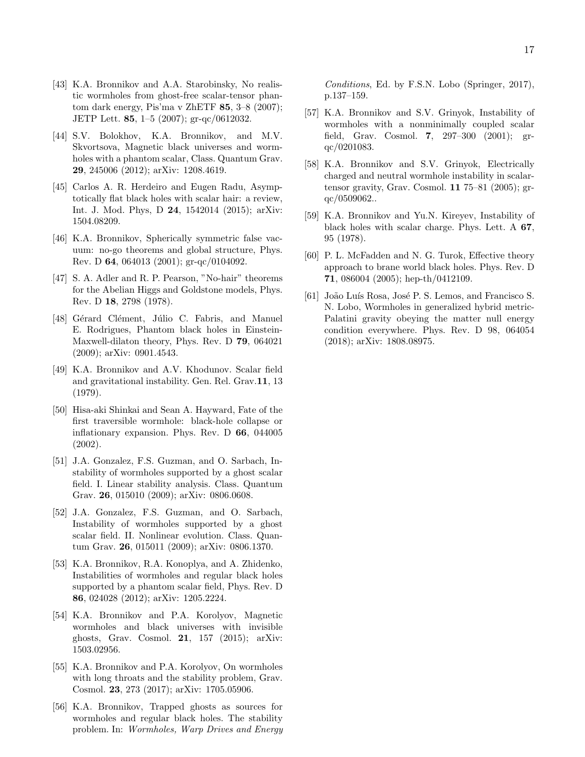[43] K.A. Bronnikov and A.A. Starobinsky, No realistic wormholes from ghost-free scalar-tensor phantom dark energy, Pis'ma v ZhETF **85**, 3–8 (2007); JETP Lett. **85**, 1–5 (2007); gr-qc/0612032.

[44] S.V. Bolokhov, K.A. Bronnikov, and M.V. Skvortsova, Magnetic black universes and wormholes with a phantom scalar, Class. Quantum Grav. **29**, 245006 (2012); arXiv: 1208.4619.

[45] Carlos A. R. Herdeiro and Eugen Radu, Asymptotically flat black holes with scalar hair: a review, Int. J. Mod. Phys, D **24**, 1542014 (2015); arXiv: 1504.08209.

[46] K.A. Bronnikov, Spherically symmetric false vacuum: no-go theorems and global structure, Phys. Rev. D **64**, 064013 (2001); gr-qc/0104092.

[47] S. A. Adler and R. P. Pearson, "No-hair" theorems for the Abelian Higgs and Goldstone models, Phys. Rev. D **18**, 2798 (1978).

[48] Gérard Clément, Júlio C. Fabris, and Manuel E. Rodrigues, Phantom black holes in Einstein-Maxwell-dilaton theory, Phys. Rev. D **79**, 064021 (2009); arXiv: 0901.4543.

[49] K.A. Bronnikov and A.V. Khodunov. Scalar field and gravitational instability. Gen. Rel. Grav.**11**, 13 (1979).

[50] Hisa-aki Shinkai and Sean A. Hayward, Fate of the first traversible wormhole: black-hole collapse or inflationary expansion. Phys. Rev. D **66**, 044005 (2002).

[51] J.A. Gonzalez, F.S. Guzman, and O. Sarbach, Instability of wormholes supported by a ghost scalar field. I. Linear stability analysis. Class. Quantum Grav. **26**, 015010 (2009); arXiv: 0806.0608.

[52] J.A. Gonzalez, F.S. Guzman, and O. Sarbach, Instability of wormholes supported by a ghost scalar field. II. Nonlinear evolution. Class. Quantum Grav. **26**, 015011 (2009); arXiv: 0806.1370.

[53] K.A. Bronnikov, R.A. Konoplya, and A. Zhidenko, Instabilities of wormholes and regular black holes supported by a phantom scalar field, Phys. Rev. D **86**, 024028 (2012); arXiv: 1205.2224.

[54] K.A. Bronnikov and P.A. Korolyov, Magnetic wormholes and black universes with invisible ghosts, Grav. Cosmol. **21**, 157 (2015); arXiv: 1503.02956.

[55] K.A. Bronnikov and P.A. Korolyov, On wormholes with long throats and the stability problem, Grav. Cosmol. **23**, 273 (2017); arXiv: 1705.05906.

[56] K.A. Bronnikov, Trapped ghosts as sources for wormholes and regular black holes. The stability problem. In: *Wormholes, Warp Drives and Energy Conditions*, Ed. by F.S.N. Lobo (Springer, 2017), p.137–159.

[57] K.A. Bronnikov and S.V. Grinyok, Instability of wormholes with a nonminimally coupled scalar field, Grav. Cosmol. **7**, 297–300 (2001); gr-qc/0201083.

[58] K.A. Bronnikov and S.V. Grinyok, Electrically charged and neutral wormhole instability in scalar-tensor gravity, Grav. Cosmol. **11** 75–81 (2005); gr-qc/0509062..

[59] K.A. Bronnikov and Yu.N. Kireyev, Instability of black holes with scalar charge. Phys. Lett. A **67**, 95 (1978).

[60] P. L. McFadden and N. G. Turok, Effective theory approach to brane world black holes. Phys. Rev. D **71**, 086004 (2005); hep-th/0412109.

[61] João Luís Rosa, José P. S. Lemos, and Francisco S. N. Lobo, Wormholes in generalized hybrid metric-Palatini gravity obeying the matter null energy condition everywhere. Phys. Rev. D 98, 064054 (2018); arXiv: 1808.08975.